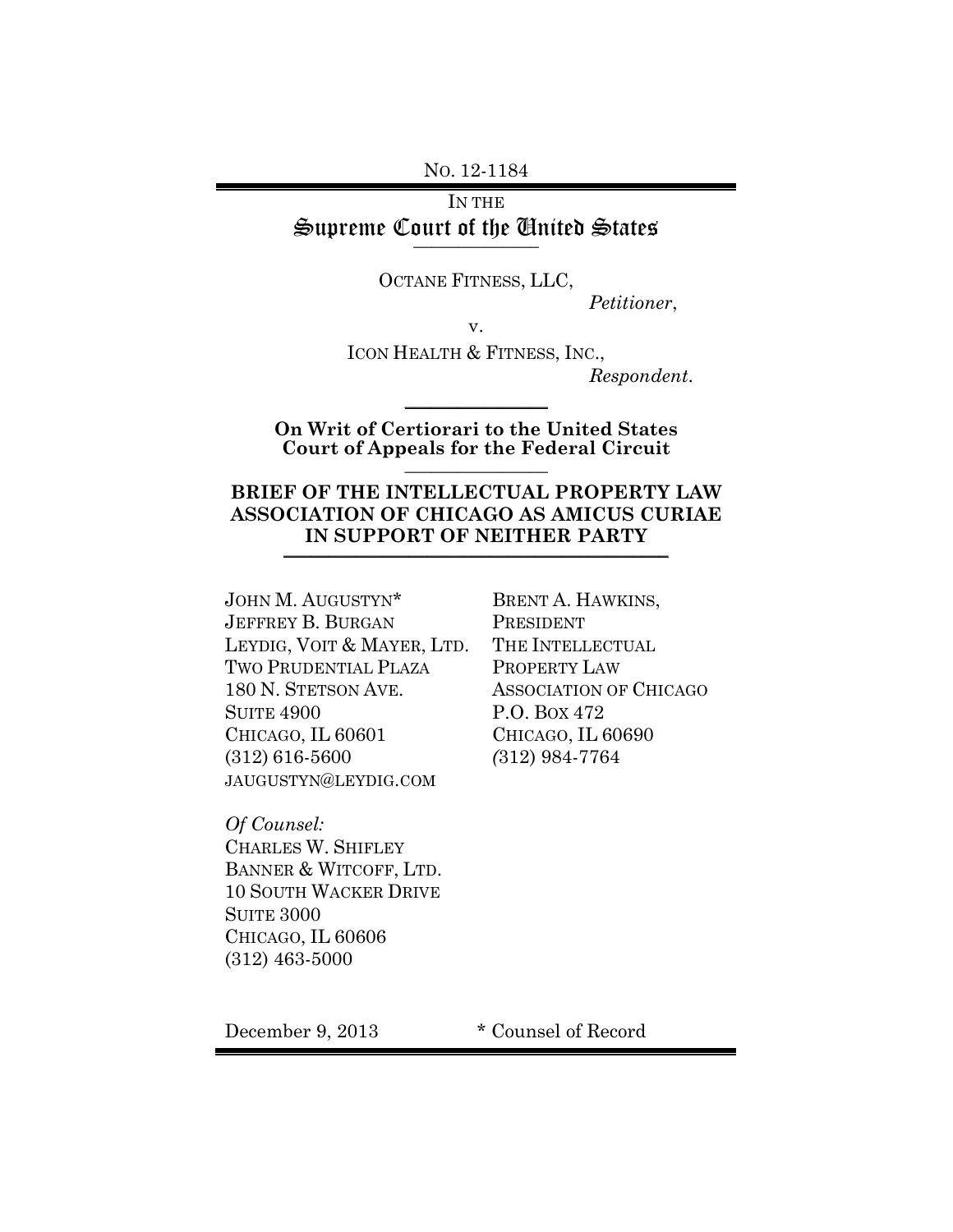No. 12-1184

IN THE
# Supreme Court of the United States

OCTANE FITNESS, LLC,
*Petitioner*,

v.

ICON HEALTH & FITNESS, INC.,
*Respondent*.

**On Writ of Certiorari to the United States Court of Appeals for the Federal Circuit**

## BRIEF OF THE INTELLECTUAL PROPERTY LAW ASSOCIATION OF CHICAGO AS AMICUS CURIAE IN SUPPORT OF NEITHER PARTY

JOHN M. AUGUSTYN*
JEFFREY B. BURGAN
LEYDIG, VOIT & MAYER, LTD.
TWO PRUDENTIAL PLAZA
180 N. STETSON AVE.
SUITE 4900
CHICAGO, IL 60601
(312) 616-5600
JAUGUSTYN@LEYDIG.COM

BRENT A. HAWKINS,
PRESIDENT
THE INTELLECTUAL PROPERTY LAW ASSOCIATION OF CHICAGO
P.O. BOX 472
CHICAGO, IL 60690
(312) 984-7764

*Of Counsel:*
CHARLES W. SHIFLEY
BANNER & WITCOFF, LTD.
10 SOUTH WACKER DRIVE
SUITE 3000
CHICAGO, IL 60606
(312) 463-5000

December 9, 2013

\* Counsel of Record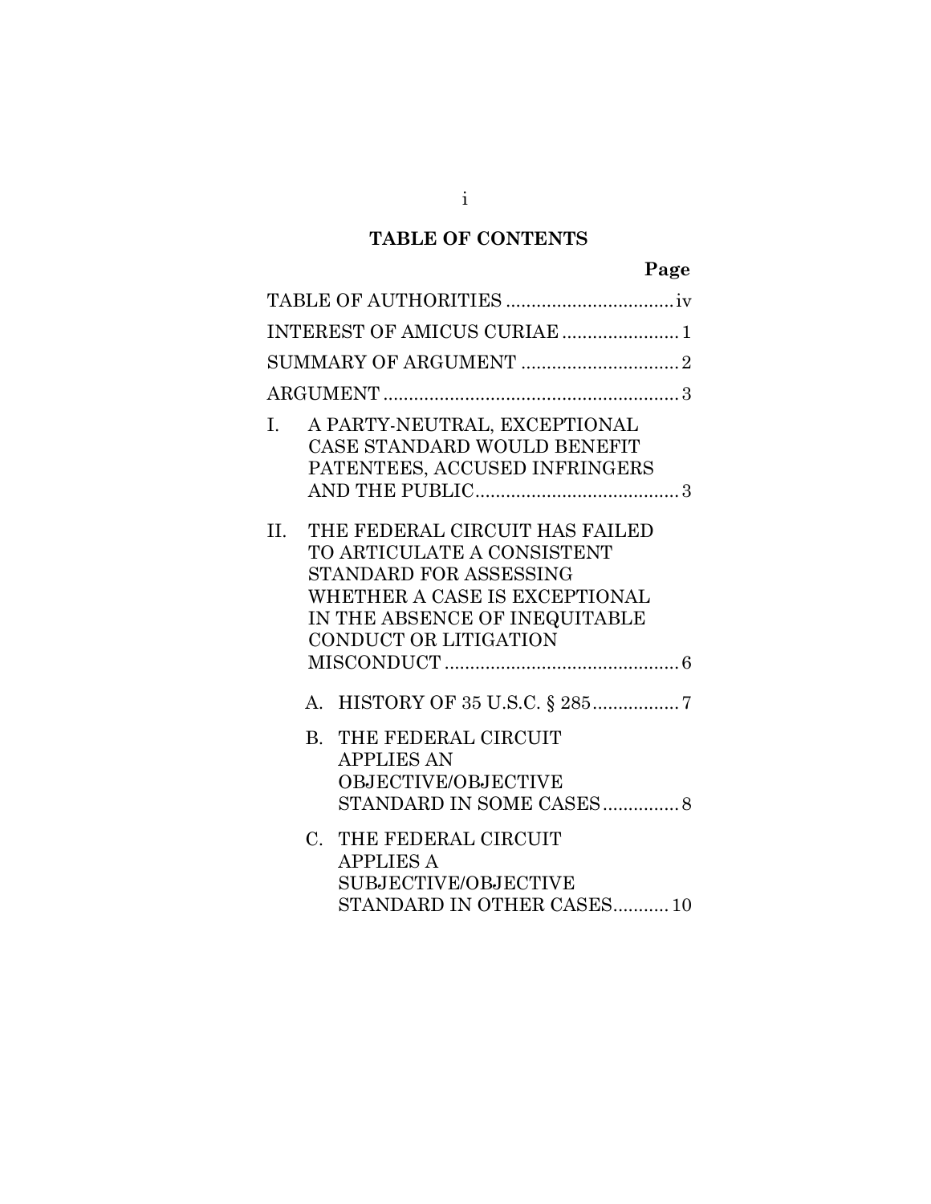## TABLE OF CONTENTS

| | Page |
|---|---|
| TABLE OF AUTHORITIES | iv |
| INTEREST OF AMICUS CURIAE | 1 |
| SUMMARY OF ARGUMENT | 2 |
| ARGUMENT | 3 |
| I. A PARTY-NEUTRAL, EXCEPTIONAL CASE STANDARD WOULD BENEFIT PATENTEES, ACCUSED INFRINGERS AND THE PUBLIC | 3 |
| II. THE FEDERAL CIRCUIT HAS FAILED TO ARTICULATE A CONSISTENT STANDARD FOR ASSESSING WHETHER A CASE IS EXCEPTIONAL IN THE ABSENCE OF INEQUITABLE CONDUCT OR LITIGATION MISCONDUCT | 6 |
| A. HISTORY OF 35 U.S.C. § 285 | 7 |
| B. THE FEDERAL CIRCUIT APPLIES AN OBJECTIVE/OBJECTIVE STANDARD IN SOME CASES | 8 |
| C. THE FEDERAL CIRCUIT APPLIES A SUBJECTIVE/OBJECTIVE STANDARD IN OTHER CASES | 10 |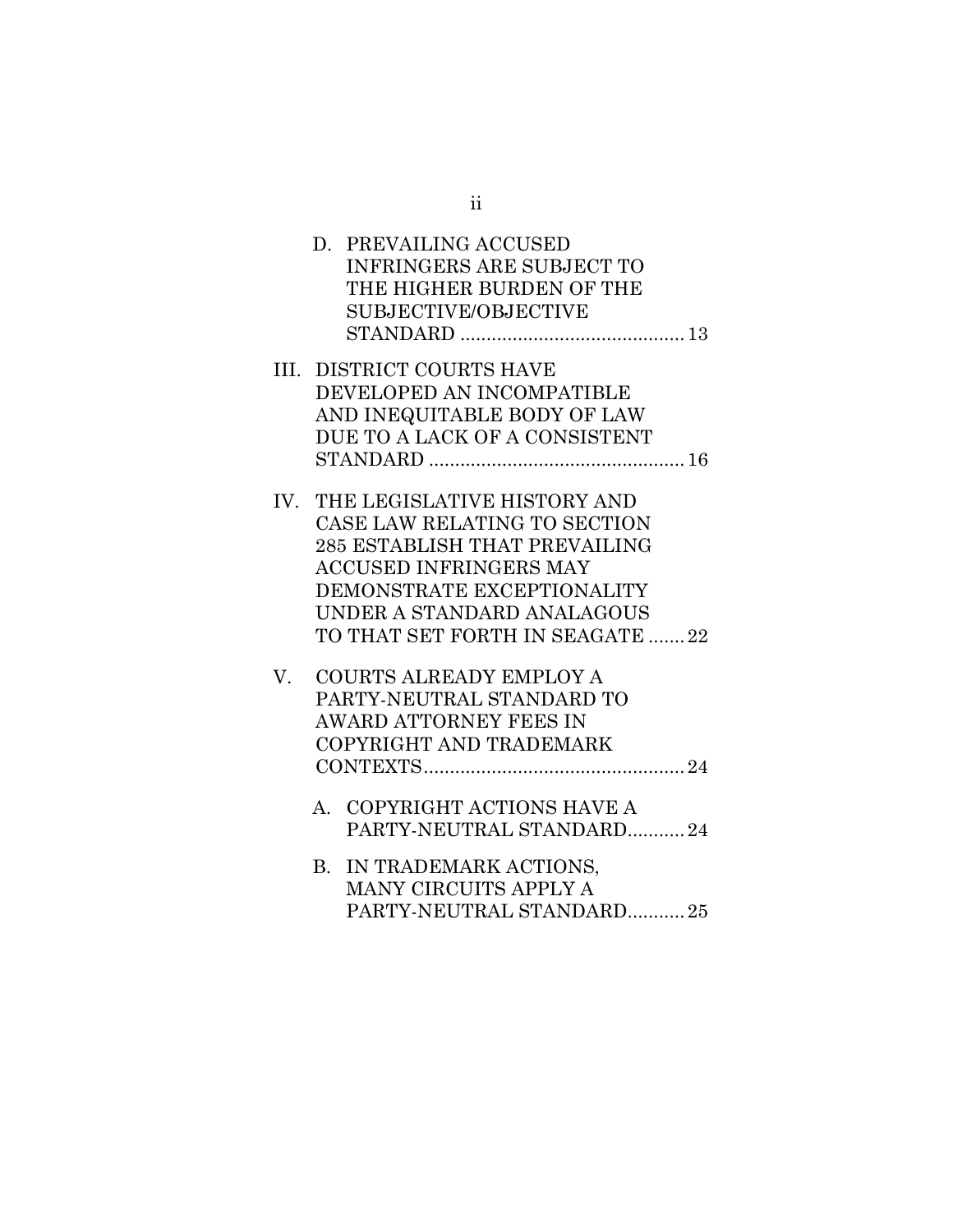D. PREVAILING ACCUSED INFRINGERS ARE SUBJECT TO THE HIGHER BURDEN OF THE SUBJECTIVE/OBJECTIVE STANDARD .......................................... 13

III. DISTRICT COURTS HAVE DEVELOPED AN INCOMPATIBLE AND INEQUITABLE BODY OF LAW DUE TO A LACK OF A CONSISTENT STANDARD ................................................ 16

IV. THE LEGISLATIVE HISTORY AND CASE LAW RELATING TO SECTION 285 ESTABLISH THAT PREVAILING ACCUSED INFRINGERS MAY DEMONSTRATE EXCEPTIONALITY UNDER A STANDARD ANALAGOUS TO THAT SET FORTH IN SEAGATE ....... 22

V. COURTS ALREADY EMPLOY A PARTY-NEUTRAL STANDARD TO AWARD ATTORNEY FEES IN COPYRIGHT AND TRADEMARK CONTEXTS.................................................. 24

A. COPYRIGHT ACTIONS HAVE A PARTY-NEUTRAL STANDARD........... 24

B. IN TRADEMARK ACTIONS, MANY CIRCUITS APPLY A PARTY-NEUTRAL STANDARD........... 25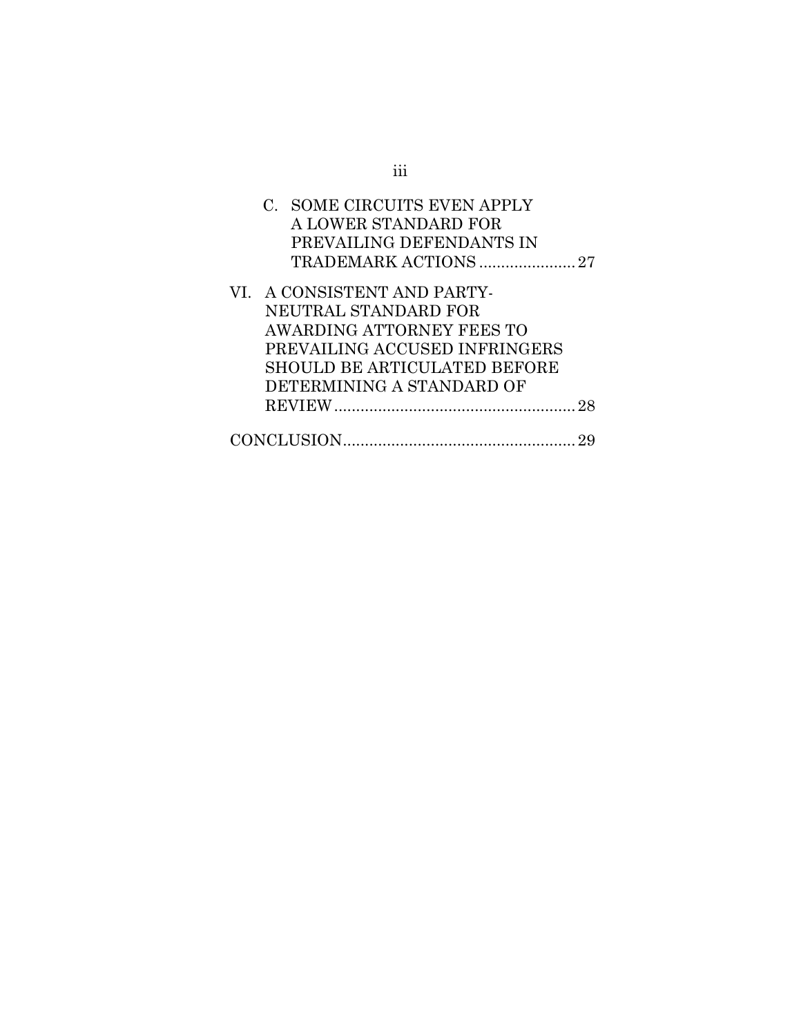C. SOME CIRCUITS EVEN APPLY A LOWER STANDARD FOR PREVAILING DEFENDANTS IN TRADEMARK ACTIONS ...................... 27

VI. A CONSISTENT AND PARTY-NEUTRAL STANDARD FOR AWARDING ATTORNEY FEES TO PREVAILING ACCUSED INFRINGERS SHOULD BE ARTICULATED BEFORE DETERMINING A STANDARD OF REVIEW ....................................................... 28

CONCLUSION ..................................................... 29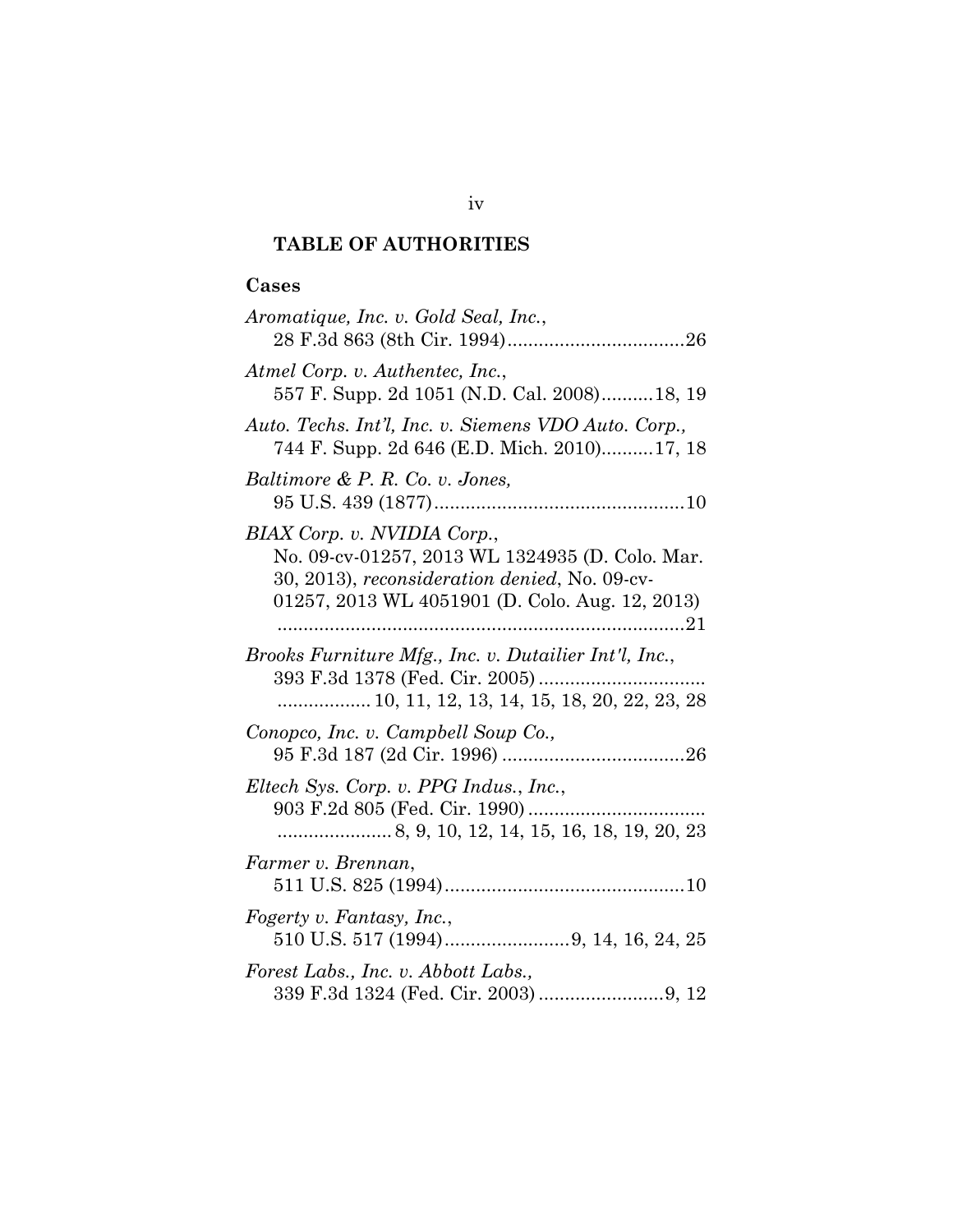## TABLE OF AUTHORITIES

### Cases

*Aromatique, Inc. v. Gold Seal, Inc.*,
28 F.3d 863 (8th Cir. 1994)..................................26

*Atmel Corp. v. Authentec, Inc.*,
557 F. Supp. 2d 1051 (N.D. Cal. 2008)..........18, 19

*Auto. Techs. Int'l, Inc. v. Siemens VDO Auto. Corp.*,
744 F. Supp. 2d 646 (E.D. Mich. 2010)..........17, 18

*Baltimore & P. R. Co. v. Jones*,
95 U.S. 439 (1877)................................................10

*BIAX Corp. v. NVIDIA Corp.*,
No. 09-cv-01257, 2013 WL 1324935 (D. Colo. Mar. 30, 2013), *reconsideration denied*, No. 09-cv-01257, 2013 WL 4051901 (D. Colo. Aug. 12, 2013)
..............................................................................21

*Brooks Furniture Mfg., Inc. v. Dutailier Int'l, Inc.*,
393 F.3d 1378 (Fed. Cir. 2005) ................................
................. 10, 11, 12, 13, 14, 15, 18, 20, 22, 23, 28

*Conopco, Inc. v. Campbell Soup Co.*,
95 F.3d 187 (2d Cir. 1996) ...................................26

*Eltech Sys. Corp. v. PPG Indus., Inc.*,
903 F.2d 805 (Fed. Cir. 1990) .................................
..................... 8, 9, 10, 12, 14, 15, 16, 18, 19, 20, 23

*Farmer v. Brennan*,
511 U.S. 825 (1994)..............................................10

*Fogerty v. Fantasy, Inc.*,
510 U.S. 517 (1994)........................9, 14, 16, 24, 25

*Forest Labs., Inc. v. Abbott Labs.*,
339 F.3d 1324 (Fed. Cir. 2003) ........................9, 12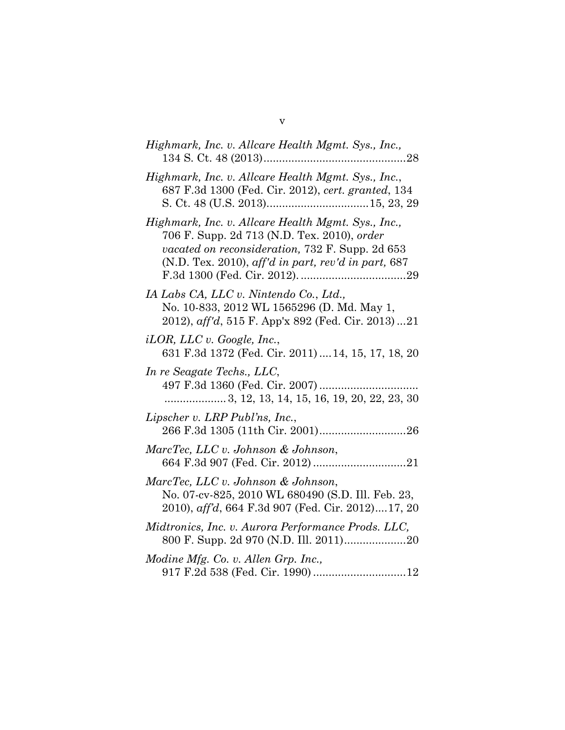*Highmark, Inc. v. Allcare Health Mgmt. Sys., Inc.,* 134 S. Ct. 48 (2013)..............................................28

*Highmark, Inc. v. Allcare Health Mgmt. Sys., Inc.*, 687 F.3d 1300 (Fed. Cir. 2012), *cert. granted*, 134 S. Ct. 48 (U.S. 2013)................................15, 23, 29

*Highmark, Inc. v. Allcare Health Mgmt. Sys., Inc.,* 706 F. Supp. 2d 713 (N.D. Tex. 2010), *order vacated on reconsideration,* 732 F. Supp. 2d 653 (N.D. Tex. 2010), *aff'd in part, rev'd in part,* 687 F.3d 1300 (Fed. Cir. 2012). ..................................29

*IA Labs CA, LLC v. Nintendo Co., Ltd.,* No. 10-833, 2012 WL 1565296 (D. Md. May 1, 2012), *aff'd*, 515 F. App'x 892 (Fed. Cir. 2013) ...21

*iLOR, LLC v. Google, Inc.*, 631 F.3d 1372 (Fed. Cir. 2011) ....14, 15, 17, 18, 20

*In re Seagate Techs., LLC*, 497 F.3d 1360 (Fed. Cir. 2007) ................................ ....................3, 12, 13, 14, 15, 16, 19, 20, 22, 23, 30

*Lipscher v. LRP Publ'ns, Inc.*, 266 F.3d 1305 (11th Cir. 2001)............................26

*MarcTec, LLC v. Johnson & Johnson*, 664 F.3d 907 (Fed. Cir. 2012) ..............................21

*MarcTec, LLC v. Johnson & Johnson*, No. 07-cv-825, 2010 WL 680490 (S.D. Ill. Feb. 23, 2010), *aff'd*, 664 F.3d 907 (Fed. Cir. 2012)....17, 20

*Midtronics, Inc. v. Aurora Performance Prods. LLC,* 800 F. Supp. 2d 970 (N.D. Ill. 2011)....................20

*Modine Mfg. Co. v. Allen Grp. Inc.,* 917 F.2d 538 (Fed. Cir. 1990) ..............................12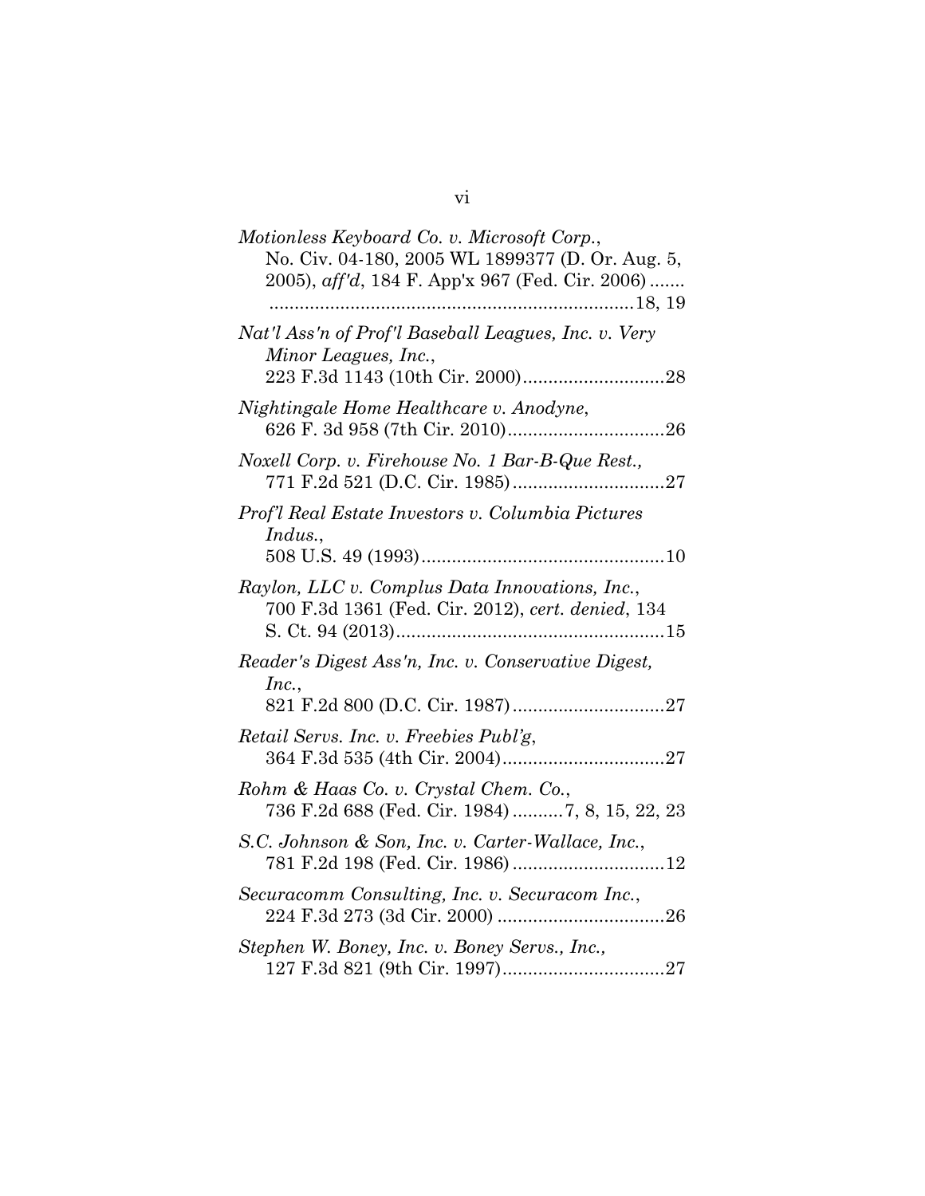*Motionless Keyboard Co. v. Microsoft Corp.*,
No. Civ. 04-180, 2005 WL 1899377 (D. Or. Aug. 5, 2005), *aff'd*, 184 F. App'x 967 (Fed. Cir. 2006) ....... ........................................................................18, 19

*Nat'l Ass'n of Prof'l Baseball Leagues, Inc. v. Very Minor Leagues, Inc.*,
223 F.3d 1143 (10th Cir. 2000)............................28

*Nightingale Home Healthcare v. Anodyne*,
626 F. 3d 958 (7th Cir. 2010)...............................26

*Noxell Corp. v. Firehouse No. 1 Bar-B-Que Rest.*,
771 F.2d 521 (D.C. Cir. 1985)..............................27

*Prof'l Real Estate Investors v. Columbia Pictures Indus.*,
508 U.S. 49 (1993)................................................10

*Raylon, LLC v. Complus Data Innovations, Inc.*,
700 F.3d 1361 (Fed. Cir. 2012), *cert. denied*, 134 S. Ct. 94 (2013).....................................................15

*Reader's Digest Ass'n, Inc. v. Conservative Digest, Inc.*,
821 F.2d 800 (D.C. Cir. 1987)..............................27

*Retail Servs. Inc. v. Freebies Publ'g*,
364 F.3d 535 (4th Cir. 2004)................................27

*Rohm & Haas Co. v. Crystal Chem. Co.*,
736 F.2d 688 (Fed. Cir. 1984)..........7, 8, 15, 22, 23

*S.C. Johnson & Son, Inc. v. Carter-Wallace, Inc.*,
781 F.2d 198 (Fed. Cir. 1986)..............................12

*Securacomm Consulting, Inc. v. Securacom Inc.*,
224 F.3d 273 (3d Cir. 2000) .................................26

*Stephen W. Boney, Inc. v. Boney Servs., Inc.*,
127 F.3d 821 (9th Cir. 1997)................................27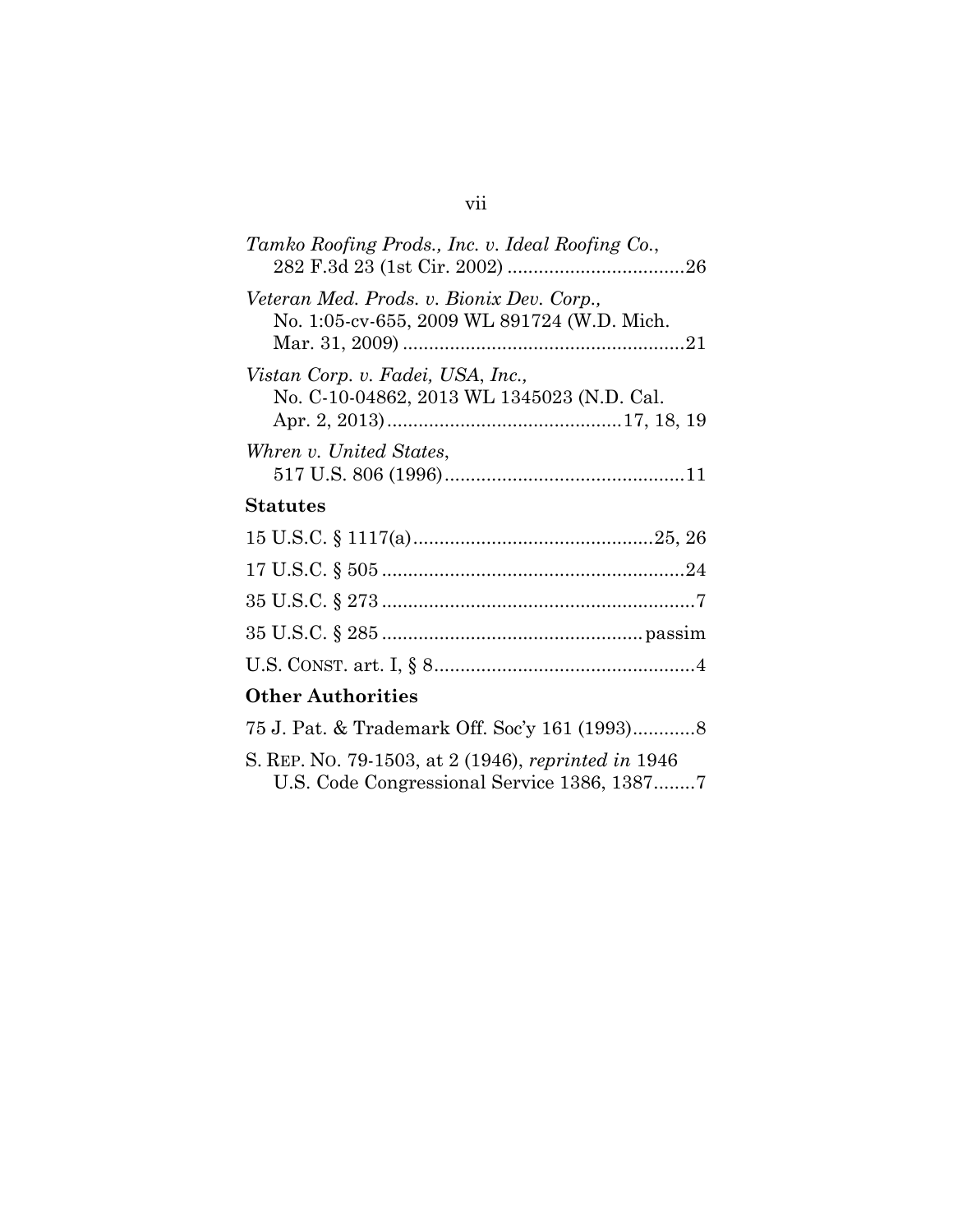*Tamko Roofing Prods., Inc. v. Ideal Roofing Co.*, 282 F.3d 23 (1st Cir. 2002) ..................................26

*Veteran Med. Prods. v. Bionix Dev. Corp.*, No. 1:05-cv-655, 2009 WL 891724 (W.D. Mich. Mar. 31, 2009) ......................................................21

*Vistan Corp. v. Fadei, USA, Inc.*, No. C-10-04862, 2013 WL 1345023 (N.D. Cal. Apr. 2, 2013).............................................17, 18, 19

*Whren v. United States*, 517 U.S. 806 (1996)..............................................11

**Statutes**

15 U.S.C. § 1117(a)..............................................25, 26

17 U.S.C. § 505..........................................................24

35 U.S.C. § 273............................................................7

35 U.S.C. § 285.................................................passim

U.S. CONST. art. I, § 8..................................................4

**Other Authorities**

75 J. Pat. & Trademark Off. Soc'y 161 (1993)............8

S. REP. NO. 79-1503, at 2 (1946), *reprinted in* 1946 U.S. Code Congressional Service 1386, 1387........7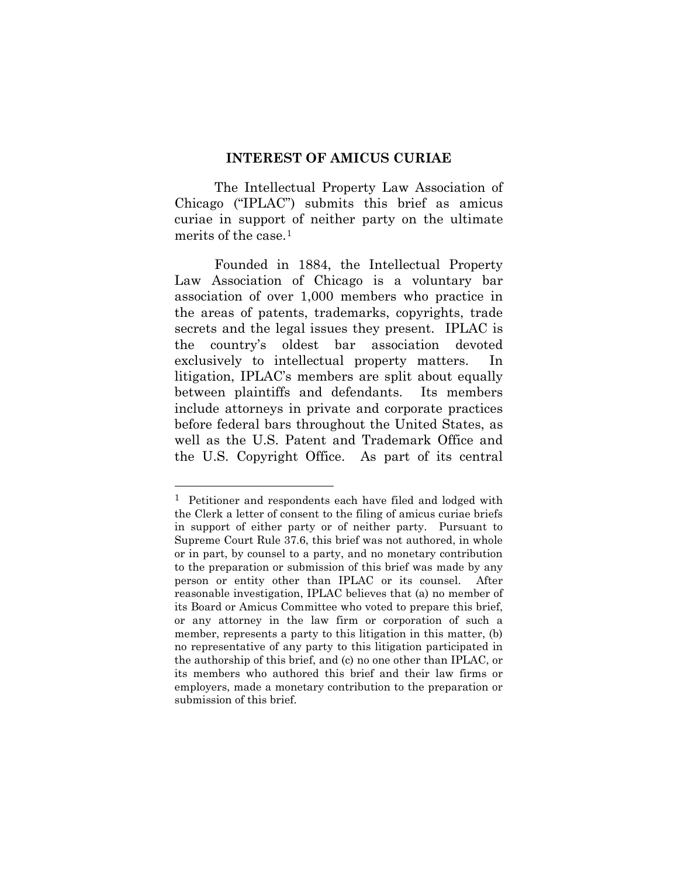## INTEREST OF AMICUS CURIAE

The Intellectual Property Law Association of Chicago ("IPLAC") submits this brief as amicus curiae in support of neither party on the ultimate merits of the case.[1]

Founded in 1884, the Intellectual Property Law Association of Chicago is a voluntary bar association of over 1,000 members who practice in the areas of patents, trademarks, copyrights, trade secrets and the legal issues they present. IPLAC is the country's oldest bar association devoted exclusively to intellectual property matters. In litigation, IPLAC's members are split about equally between plaintiffs and defendants. Its members include attorneys in private and corporate practices before federal bars throughout the United States, as well as the U.S. Patent and Trademark Office and the U.S. Copyright Office. As part of its central

[1] Petitioner and respondents each have filed and lodged with the Clerk a letter of consent to the filing of amicus curiae briefs in support of either party or of neither party. Pursuant to Supreme Court Rule 37.6, this brief was not authored, in whole or in part, by counsel to a party, and no monetary contribution to the preparation or submission of this brief was made by any person or entity other than IPLAC or its counsel. After reasonable investigation, IPLAC believes that (a) no member of its Board or Amicus Committee who voted to prepare this brief, or any attorney in the law firm or corporation of such a member, represents a party to this litigation in this matter, (b) no representative of any party to this litigation participated in the authorship of this brief, and (c) no one other than IPLAC, or its members who authored this brief and their law firms or employers, made a monetary contribution to the preparation or submission of this brief.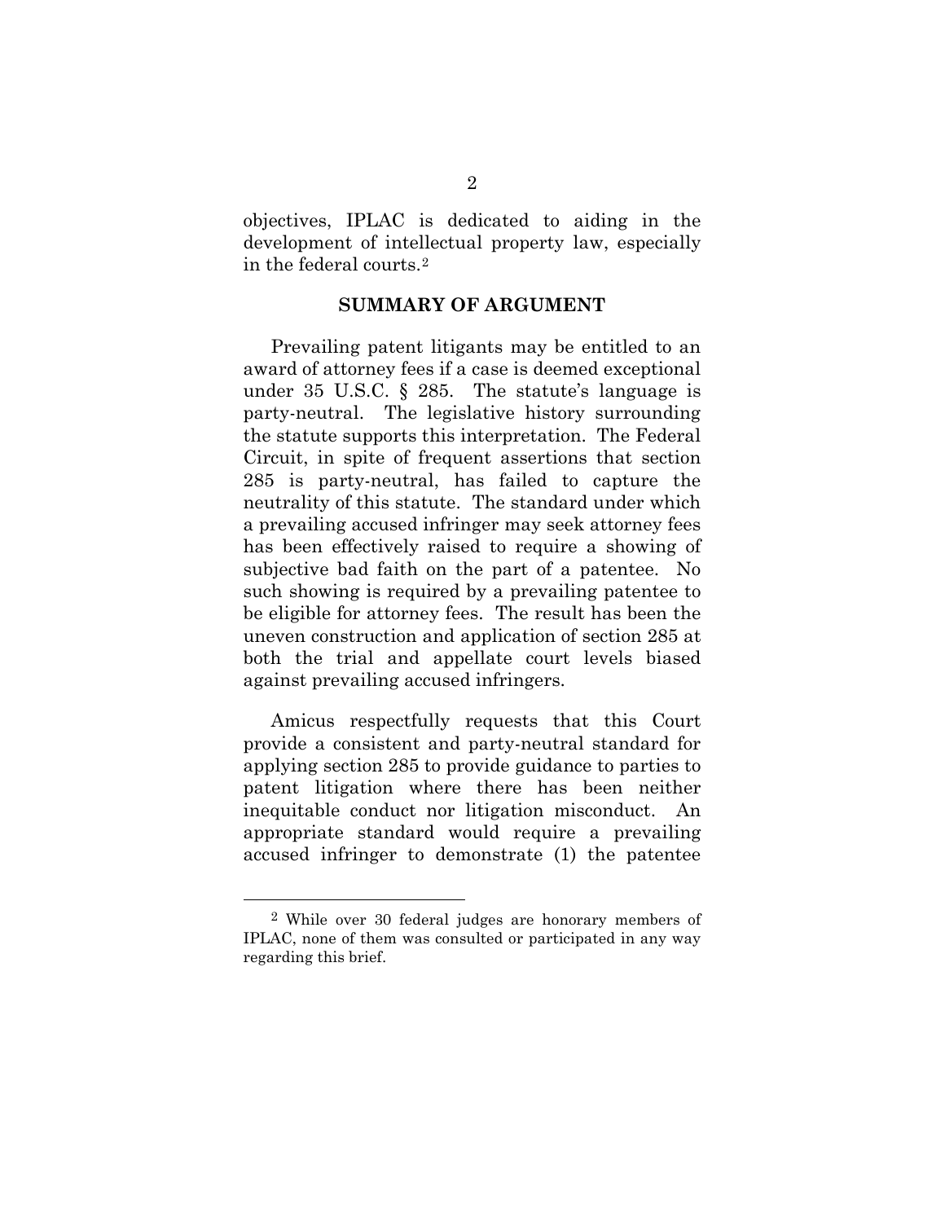objectives, IPLAC is dedicated to aiding in the development of intellectual property law, especially in the federal courts.[2]

## SUMMARY OF ARGUMENT

Prevailing patent litigants may be entitled to an award of attorney fees if a case is deemed exceptional under 35 U.S.C. § 285. The statute's language is party-neutral. The legislative history surrounding the statute supports this interpretation. The Federal Circuit, in spite of frequent assertions that section 285 is party-neutral, has failed to capture the neutrality of this statute. The standard under which a prevailing accused infringer may seek attorney fees has been effectively raised to require a showing of subjective bad faith on the part of a patentee. No such showing is required by a prevailing patentee to be eligible for attorney fees. The result has been the uneven construction and application of section 285 at both the trial and appellate court levels biased against prevailing accused infringers.

Amicus respectfully requests that this Court provide a consistent and party-neutral standard for applying section 285 to provide guidance to parties to patent litigation where there has been neither inequitable conduct nor litigation misconduct. An appropriate standard would require a prevailing accused infringer to demonstrate (1) the patentee

---

[2] While over 30 federal judges are honorary members of IPLAC, none of them was consulted or participated in any way regarding this brief.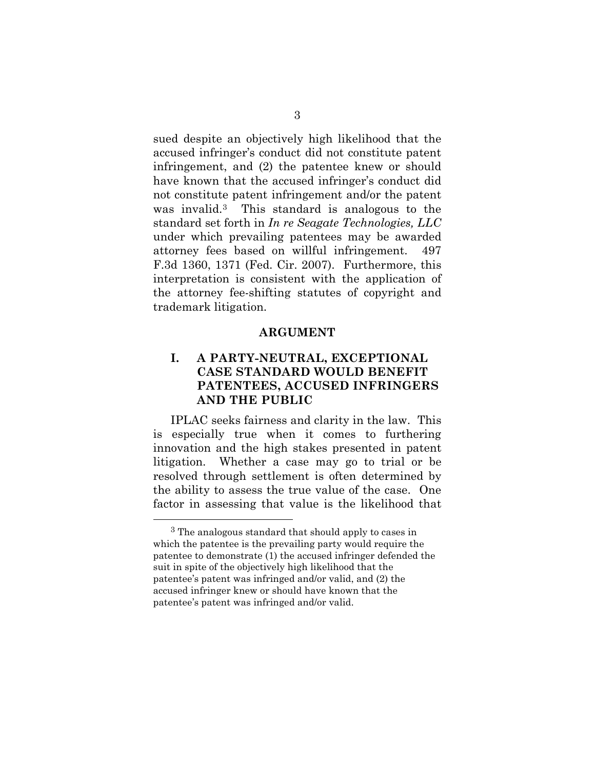sued despite an objectively high likelihood that the accused infringer's conduct did not constitute patent infringement, and (2) the patentee knew or should have known that the accused infringer's conduct did not constitute patent infringement and/or the patent was invalid.[3] This standard is analogous to the standard set forth in *In re Seagate Technologies, LLC* under which prevailing patentees may be awarded attorney fees based on willful infringement. 497 F.3d 1360, 1371 (Fed. Cir. 2007). Furthermore, this interpretation is consistent with the application of the attorney fee-shifting statutes of copyright and trademark litigation.

## ARGUMENT

### I. A PARTY-NEUTRAL, EXCEPTIONAL CASE STANDARD WOULD BENEFIT PATENTEES, ACCUSED INFRINGERS AND THE PUBLIC

IPLAC seeks fairness and clarity in the law. This is especially true when it comes to furthering innovation and the high stakes presented in patent litigation. Whether a case may go to trial or be resolved through settlement is often determined by the ability to assess the true value of the case. One factor in assessing that value is the likelihood that

---

[3] The analogous standard that should apply to cases in which the patentee is the prevailing party would require the patentee to demonstrate (1) the accused infringer defended the suit in spite of the objectively high likelihood that the patentee's patent was infringed and/or valid, and (2) the accused infringer knew or should have known that the patentee's patent was infringed and/or valid.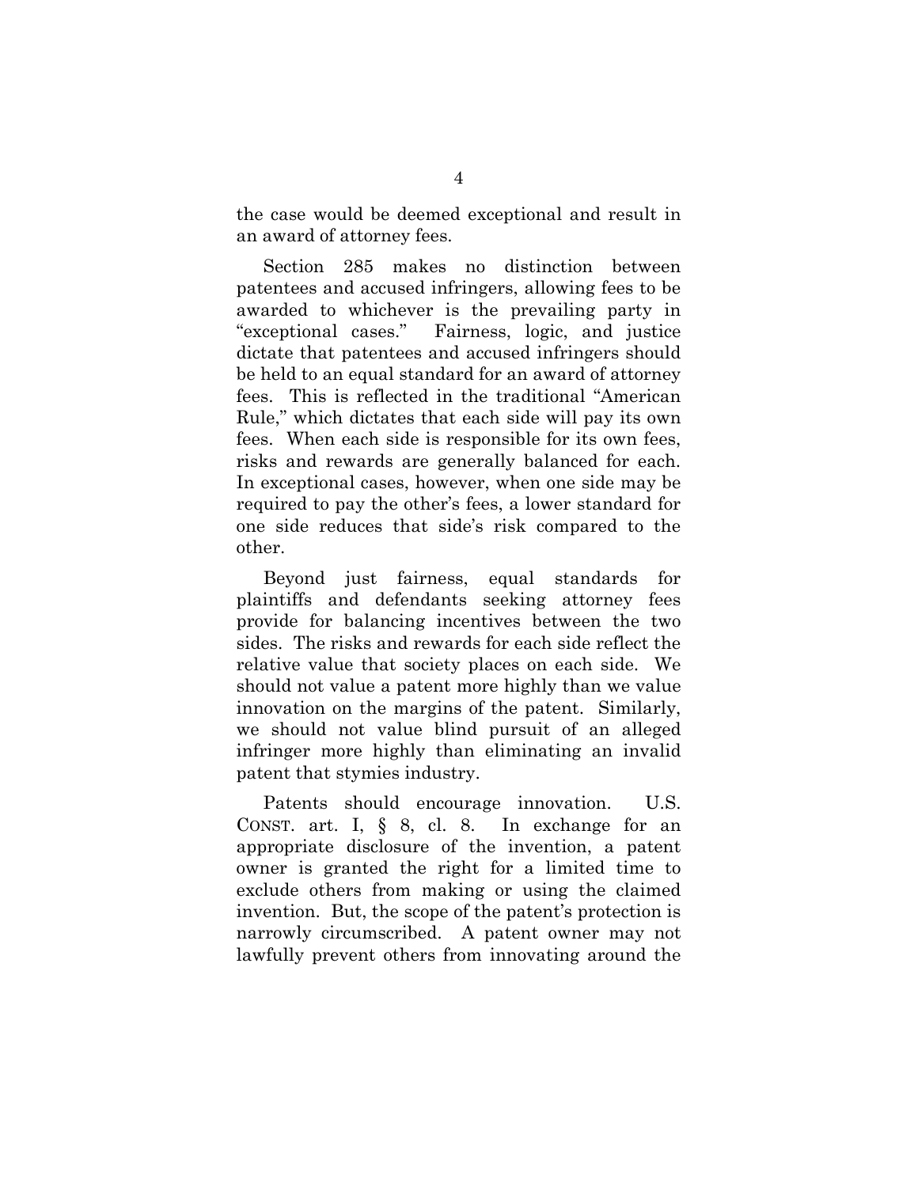the case would be deemed exceptional and result in an award of attorney fees.

Section 285 makes no distinction between patentees and accused infringers, allowing fees to be awarded to whichever is the prevailing party in "exceptional cases." Fairness, logic, and justice dictate that patentees and accused infringers should be held to an equal standard for an award of attorney fees. This is reflected in the traditional "American Rule," which dictates that each side will pay its own fees. When each side is responsible for its own fees, risks and rewards are generally balanced for each. In exceptional cases, however, when one side may be required to pay the other's fees, a lower standard for one side reduces that side's risk compared to the other.

Beyond just fairness, equal standards for plaintiffs and defendants seeking attorney fees provide for balancing incentives between the two sides. The risks and rewards for each side reflect the relative value that society places on each side. We should not value a patent more highly than we value innovation on the margins of the patent. Similarly, we should not value blind pursuit of an alleged infringer more highly than eliminating an invalid patent that stymies industry.

Patents should encourage innovation. U.S. CONST. art. I, § 8, cl. 8. In exchange for an appropriate disclosure of the invention, a patent owner is granted the right for a limited time to exclude others from making or using the claimed invention. But, the scope of the patent's protection is narrowly circumscribed. A patent owner may not lawfully prevent others from innovating around the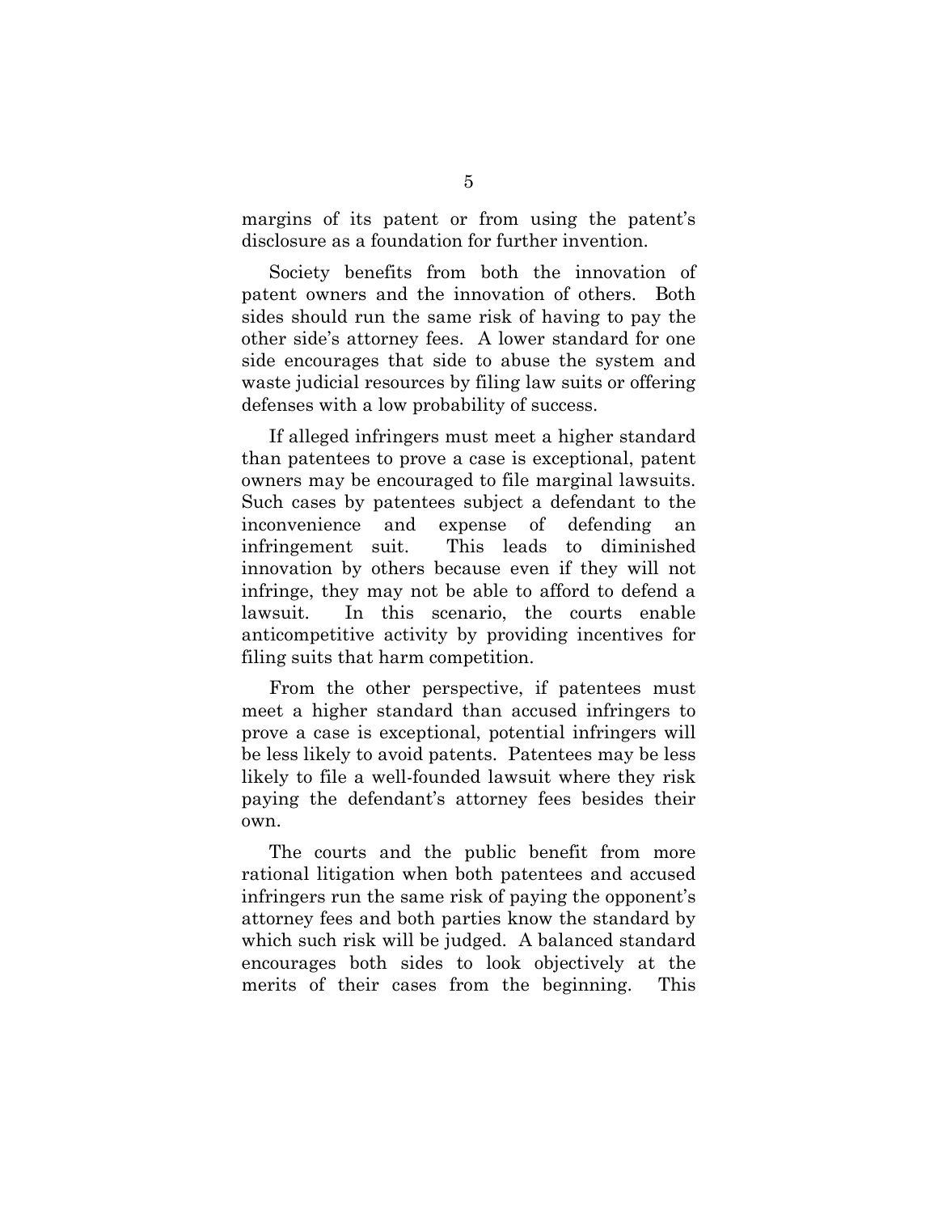margins of its patent or from using the patent's disclosure as a foundation for further invention.

Society benefits from both the innovation of patent owners and the innovation of others. Both sides should run the same risk of having to pay the other side's attorney fees. A lower standard for one side encourages that side to abuse the system and waste judicial resources by filing law suits or offering defenses with a low probability of success.

If alleged infringers must meet a higher standard than patentees to prove a case is exceptional, patent owners may be encouraged to file marginal lawsuits. Such cases by patentees subject a defendant to the inconvenience and expense of defending an infringement suit. This leads to diminished innovation by others because even if they will not infringe, they may not be able to afford to defend a lawsuit. In this scenario, the courts enable anticompetitive activity by providing incentives for filing suits that harm competition.

From the other perspective, if patentees must meet a higher standard than accused infringers to prove a case is exceptional, potential infringers will be less likely to avoid patents. Patentees may be less likely to file a well-founded lawsuit where they risk paying the defendant's attorney fees besides their own.

The courts and the public benefit from more rational litigation when both patentees and accused infringers run the same risk of paying the opponent's attorney fees and both parties know the standard by which such risk will be judged. A balanced standard encourages both sides to look objectively at the merits of their cases from the beginning. This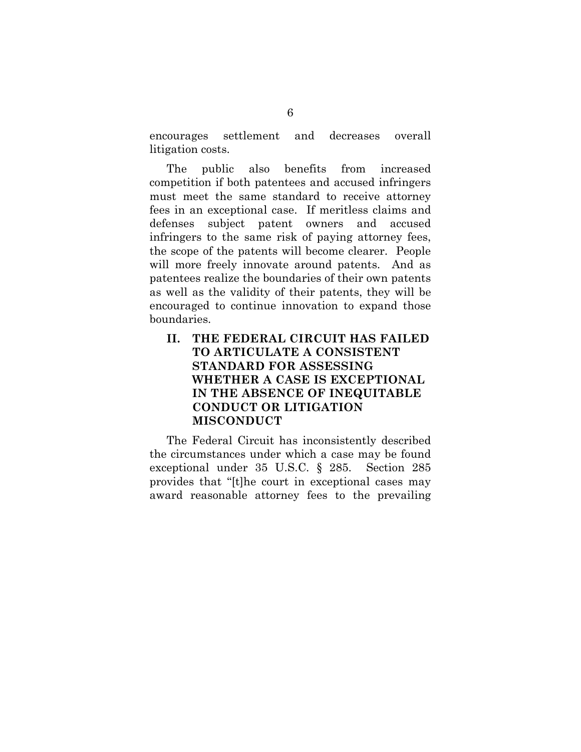encourages settlement and decreases overall litigation costs.

The public also benefits from increased competition if both patentees and accused infringers must meet the same standard to receive attorney fees in an exceptional case. If meritless claims and defenses subject patent owners and accused infringers to the same risk of paying attorney fees, the scope of the patents will become clearer. People will more freely innovate around patents. And as patentees realize the boundaries of their own patents as well as the validity of their patents, they will be encouraged to continue innovation to expand those boundaries.

## II. THE FEDERAL CIRCUIT HAS FAILED TO ARTICULATE A CONSISTENT STANDARD FOR ASSESSING WHETHER A CASE IS EXCEPTIONAL IN THE ABSENCE OF INEQUITABLE CONDUCT OR LITIGATION MISCONDUCT

The Federal Circuit has inconsistently described the circumstances under which a case may be found exceptional under 35 U.S.C. § 285. Section 285 provides that "[t]he court in exceptional cases may award reasonable attorney fees to the prevailing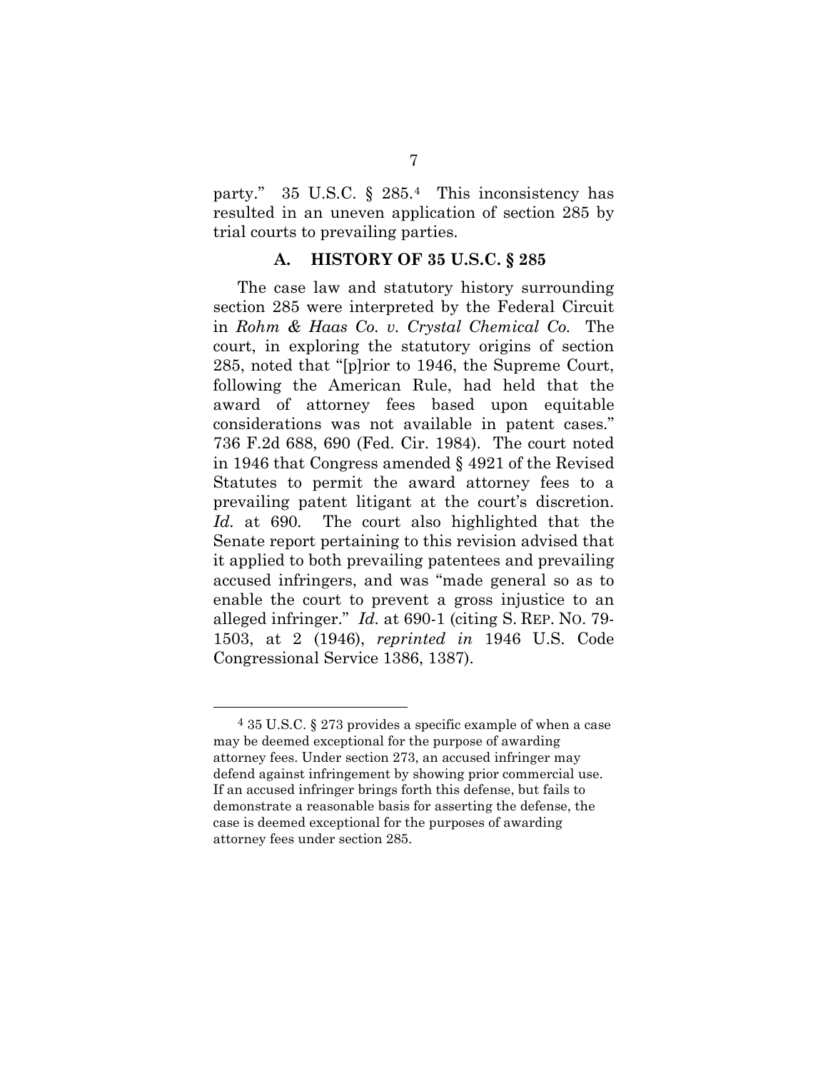party." 35 U.S.C. § 285.[4] This inconsistency has resulted in an uneven application of section 285 by trial courts to prevailing parties.

### A. HISTORY OF 35 U.S.C. § 285

The case law and statutory history surrounding section 285 were interpreted by the Federal Circuit in *Rohm & Haas Co. v. Crystal Chemical Co.* The court, in exploring the statutory origins of section 285, noted that "[p]rior to 1946, the Supreme Court, following the American Rule, had held that the award of attorney fees based upon equitable considerations was not available in patent cases." 736 F.2d 688, 690 (Fed. Cir. 1984). The court noted in 1946 that Congress amended § 4921 of the Revised Statutes to permit the award attorney fees to a prevailing patent litigant at the court's discretion. *Id.* at 690. The court also highlighted that the Senate report pertaining to this revision advised that it applied to both prevailing patentees and prevailing accused infringers, and was "made general so as to enable the court to prevent a gross injustice to an alleged infringer." *Id.* at 690-1 (citing S. REP. NO. 79-1503, at 2 (1946), *reprinted in* 1946 U.S. Code Congressional Service 1386, 1387).

---

[4] 35 U.S.C. § 273 provides a specific example of when a case may be deemed exceptional for the purpose of awarding attorney fees. Under section 273, an accused infringer may defend against infringement by showing prior commercial use. If an accused infringer brings forth this defense, but fails to demonstrate a reasonable basis for asserting the defense, the case is deemed exceptional for the purposes of awarding attorney fees under section 285.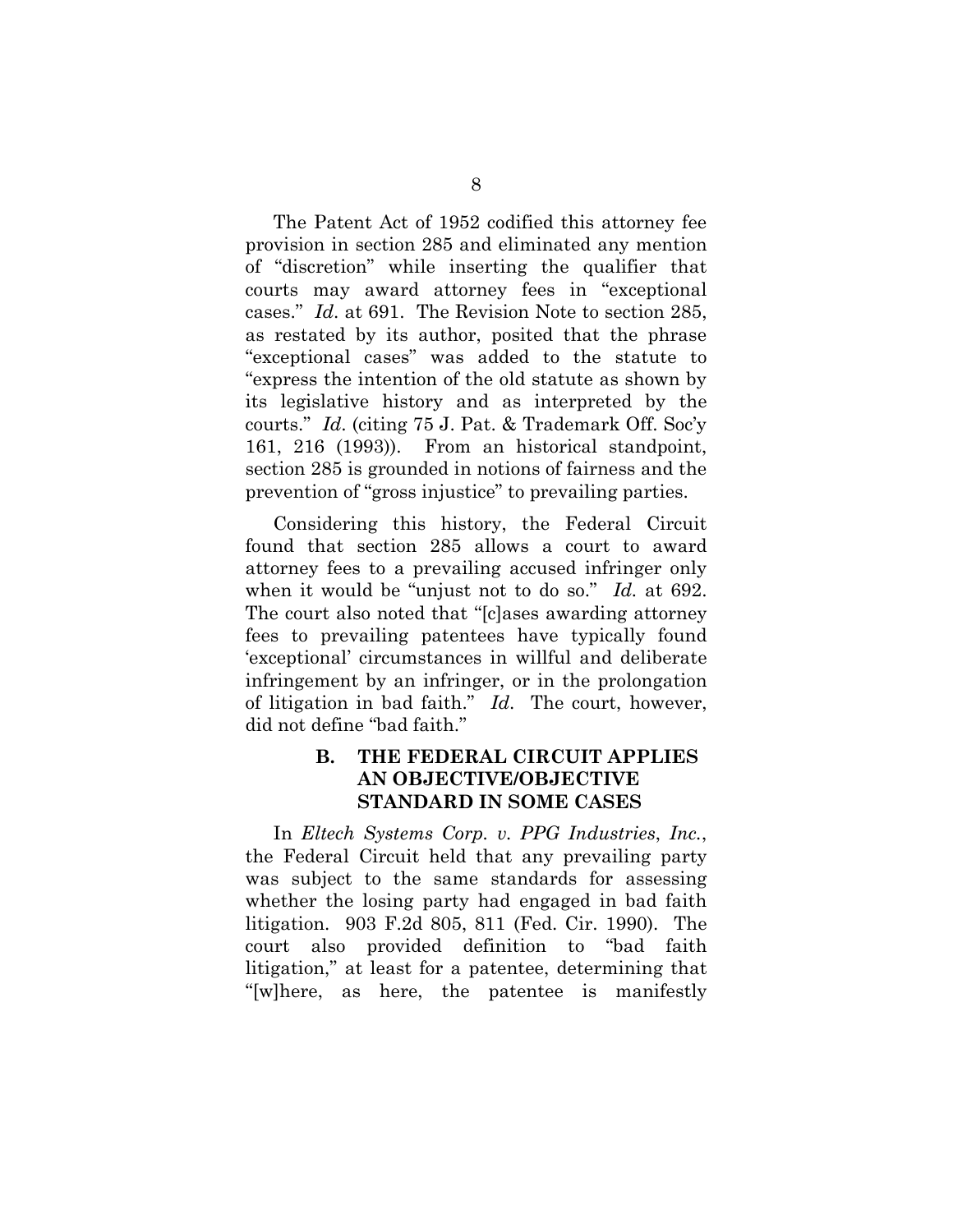The Patent Act of 1952 codified this attorney fee provision in section 285 and eliminated any mention of "discretion" while inserting the qualifier that courts may award attorney fees in "exceptional cases." *Id*. at 691. The Revision Note to section 285, as restated by its author, posited that the phrase "exceptional cases" was added to the statute to "express the intention of the old statute as shown by its legislative history and as interpreted by the courts." *Id*. (citing 75 J. Pat. & Trademark Off. Soc'y 161, 216 (1993)). From an historical standpoint, section 285 is grounded in notions of fairness and the prevention of "gross injustice" to prevailing parties.

Considering this history, the Federal Circuit found that section 285 allows a court to award attorney fees to a prevailing accused infringer only when it would be "unjust not to do so." *Id*. at 692. The court also noted that "[c]ases awarding attorney fees to prevailing patentees have typically found 'exceptional' circumstances in willful and deliberate infringement by an infringer, or in the prolongation of litigation in bad faith." *Id*. The court, however, did not define "bad faith."

### B. THE FEDERAL CIRCUIT APPLIES AN OBJECTIVE/OBJECTIVE STANDARD IN SOME CASES

In *Eltech Systems Corp. v. PPG Industries*, *Inc.*, the Federal Circuit held that any prevailing party was subject to the same standards for assessing whether the losing party had engaged in bad faith litigation. 903 F.2d 805, 811 (Fed. Cir. 1990). The court also provided definition to "bad faith litigation," at least for a patentee, determining that "[w]here, as here, the patentee is manifestly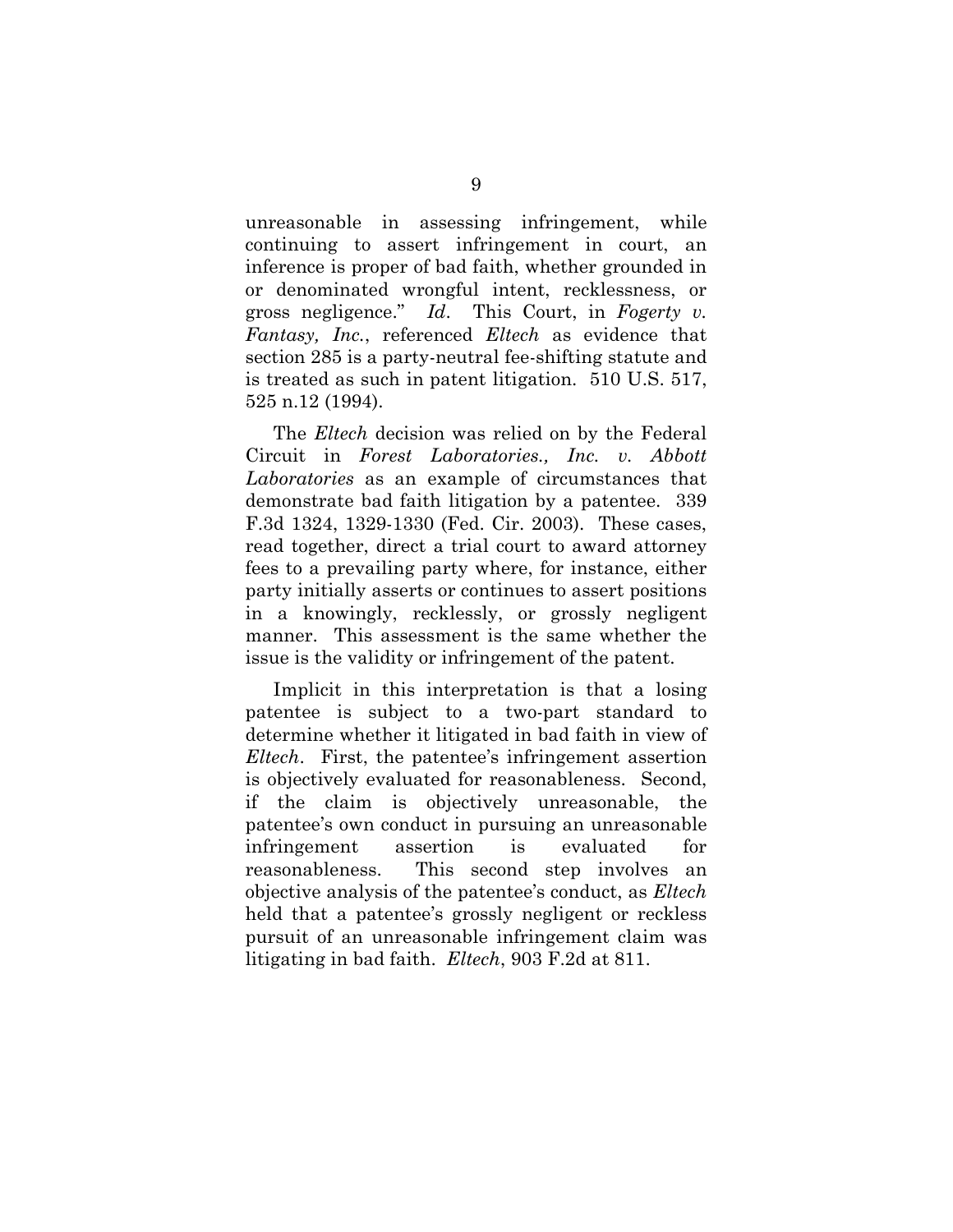unreasonable in assessing infringement, while continuing to assert infringement in court, an inference is proper of bad faith, whether grounded in or denominated wrongful intent, recklessness, or gross negligence." *Id*. This Court, in *Fogerty v. Fantasy, Inc.*, referenced *Eltech* as evidence that section 285 is a party-neutral fee-shifting statute and is treated as such in patent litigation. 510 U.S. 517, 525 n.12 (1994).

The *Eltech* decision was relied on by the Federal Circuit in *Forest Laboratories., Inc. v. Abbott Laboratories* as an example of circumstances that demonstrate bad faith litigation by a patentee. 339 F.3d 1324, 1329-1330 (Fed. Cir. 2003). These cases, read together, direct a trial court to award attorney fees to a prevailing party where, for instance, either party initially asserts or continues to assert positions in a knowingly, recklessly, or grossly negligent manner. This assessment is the same whether the issue is the validity or infringement of the patent.

Implicit in this interpretation is that a losing patentee is subject to a two-part standard to determine whether it litigated in bad faith in view of *Eltech*. First, the patentee's infringement assertion is objectively evaluated for reasonableness. Second, if the claim is objectively unreasonable, the patentee's own conduct in pursuing an unreasonable infringement assertion is evaluated for reasonableness. This second step involves an objective analysis of the patentee's conduct, as *Eltech* held that a patentee's grossly negligent or reckless pursuit of an unreasonable infringement claim was litigating in bad faith. *Eltech*, 903 F.2d at 811.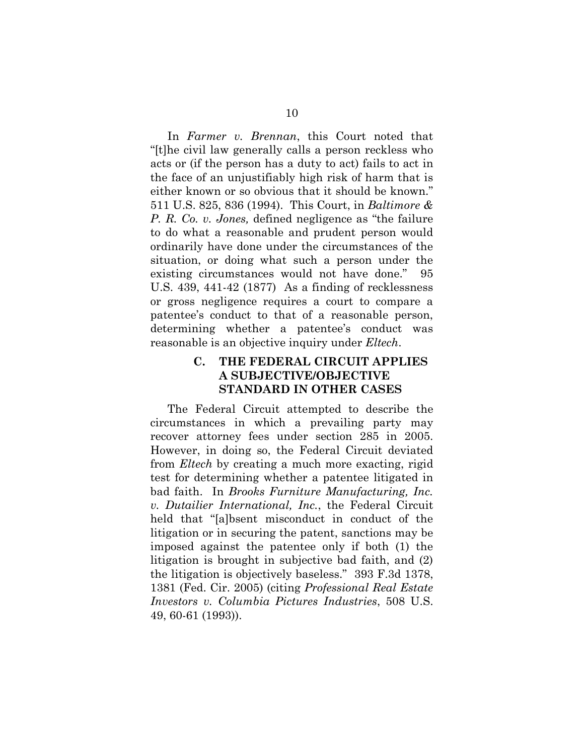In *Farmer v. Brennan*, this Court noted that "[t]he civil law generally calls a person reckless who acts or (if the person has a duty to act) fails to act in the face of an unjustifiably high risk of harm that is either known or so obvious that it should be known." 511 U.S. 825, 836 (1994). This Court, in *Baltimore & P. R. Co. v. Jones,* defined negligence as "the failure to do what a reasonable and prudent person would ordinarily have done under the circumstances of the situation, or doing what such a person under the existing circumstances would not have done." 95 U.S. 439, 441-42 (1877) As a finding of recklessness or gross negligence requires a court to compare a patentee's conduct to that of a reasonable person, determining whether a patentee's conduct was reasonable is an objective inquiry under *Eltech*.

### C. THE FEDERAL CIRCUIT APPLIES A SUBJECTIVE/OBJECTIVE STANDARD IN OTHER CASES

The Federal Circuit attempted to describe the circumstances in which a prevailing party may recover attorney fees under section 285 in 2005. However, in doing so, the Federal Circuit deviated from *Eltech* by creating a much more exacting, rigid test for determining whether a patentee litigated in bad faith. In *Brooks Furniture Manufacturing, Inc. v. Dutailier International, Inc.*, the Federal Circuit held that "[a]bsent misconduct in conduct of the litigation or in securing the patent, sanctions may be imposed against the patentee only if both (1) the litigation is brought in subjective bad faith, and (2) the litigation is objectively baseless." 393 F.3d 1378, 1381 (Fed. Cir. 2005) (citing *Professional Real Estate Investors v. Columbia Pictures Industries*, 508 U.S. 49, 60-61 (1993)).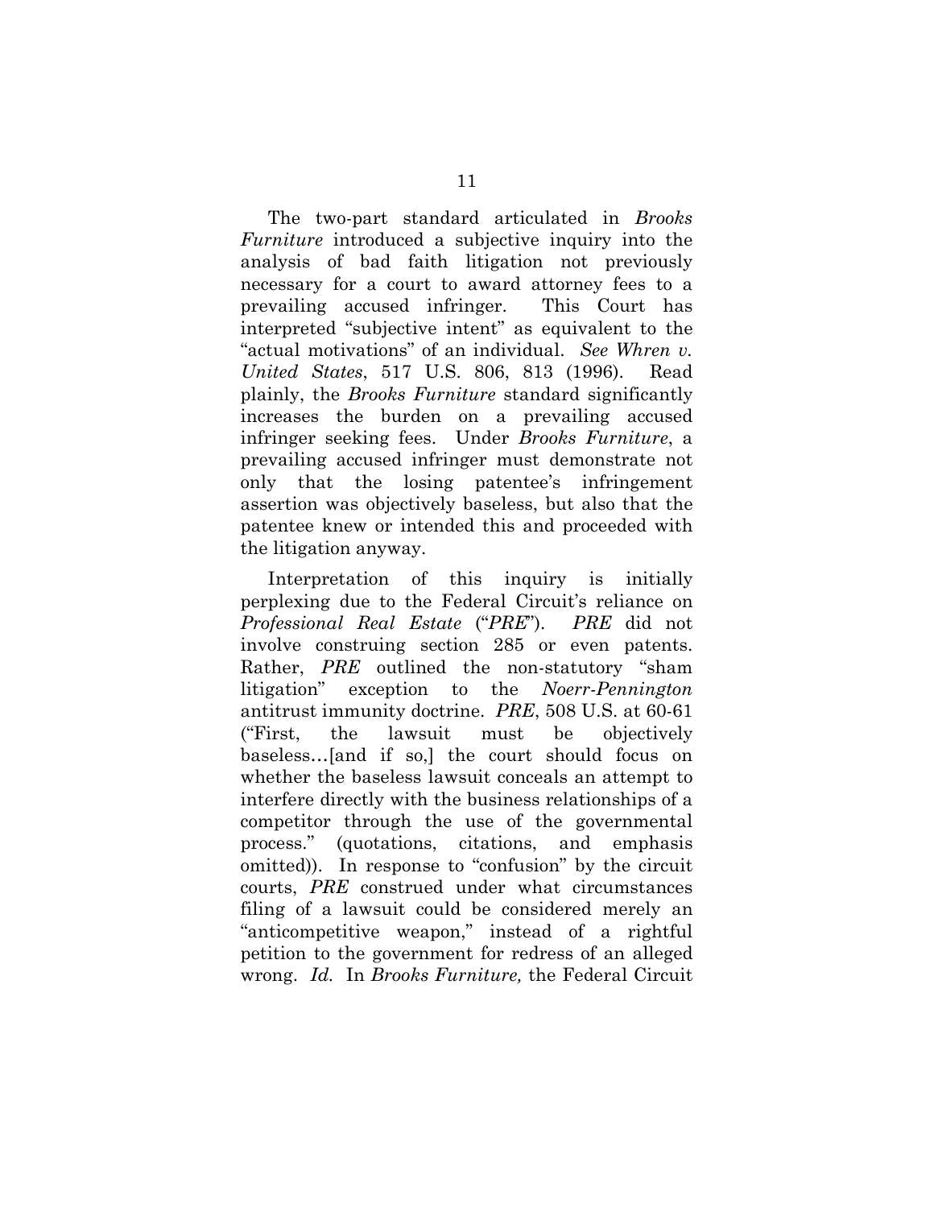The two-part standard articulated in *Brooks Furniture* introduced a subjective inquiry into the analysis of bad faith litigation not previously necessary for a court to award attorney fees to a prevailing accused infringer. This Court has interpreted "subjective intent" as equivalent to the "actual motivations" of an individual. *See Whren v. United States*, 517 U.S. 806, 813 (1996). Read plainly, the *Brooks Furniture* standard significantly increases the burden on a prevailing accused infringer seeking fees. Under *Brooks Furniture*, a prevailing accused infringer must demonstrate not only that the losing patentee's infringement assertion was objectively baseless, but also that the patentee knew or intended this and proceeded with the litigation anyway.

Interpretation of this inquiry is initially perplexing due to the Federal Circuit's reliance on *Professional Real Estate* ("*PRE*"). *PRE* did not involve construing section 285 or even patents. Rather, *PRE* outlined the non-statutory "sham litigation" exception to the *Noerr-Pennington* antitrust immunity doctrine. *PRE*, 508 U.S. at 60-61 ("First, the lawsuit must be objectively baseless…[and if so,] the court should focus on whether the baseless lawsuit conceals an attempt to interfere directly with the business relationships of a competitor through the use of the governmental process." (quotations, citations, and emphasis omitted)). In response to "confusion" by the circuit courts, *PRE* construed under what circumstances filing of a lawsuit could be considered merely an "anticompetitive weapon," instead of a rightful petition to the government for redress of an alleged wrong. *Id.* In *Brooks Furniture,* the Federal Circuit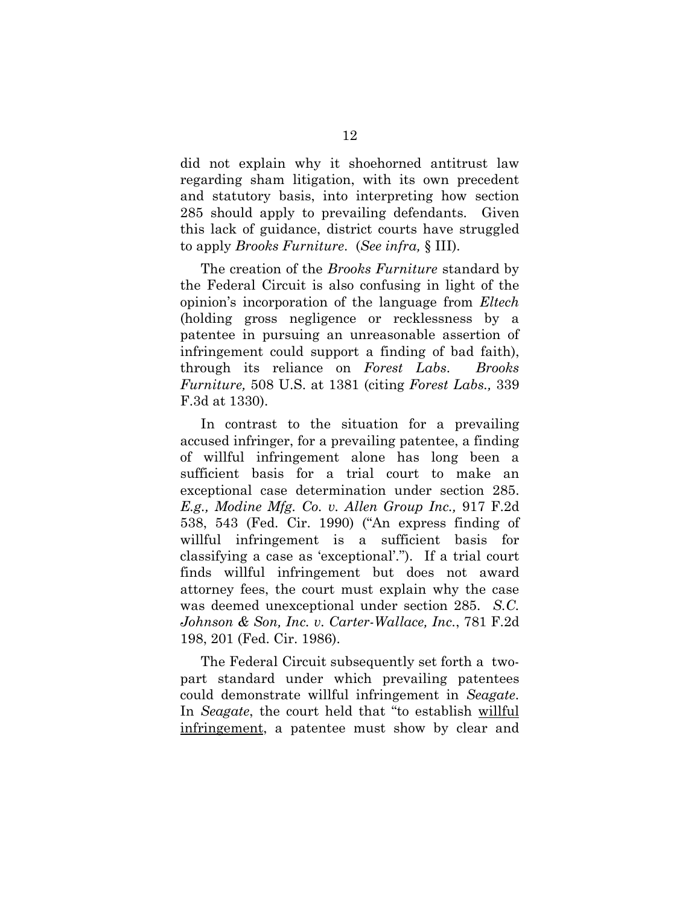did not explain why it shoehorned antitrust law regarding sham litigation, with its own precedent and statutory basis, into interpreting how section 285 should apply to prevailing defendants. Given this lack of guidance, district courts have struggled to apply *Brooks Furniture*. (*See infra,* § III).

The creation of the *Brooks Furniture* standard by the Federal Circuit is also confusing in light of the opinion's incorporation of the language from *Eltech* (holding gross negligence or recklessness by a patentee in pursuing an unreasonable assertion of infringement could support a finding of bad faith), through its reliance on *Forest Labs*. *Brooks Furniture,* 508 U.S. at 1381 (citing *Forest Labs.,* 339 F.3d at 1330).

In contrast to the situation for a prevailing accused infringer, for a prevailing patentee, a finding of willful infringement alone has long been a sufficient basis for a trial court to make an exceptional case determination under section 285. *E.g., Modine Mfg. Co. v. Allen Group Inc.,* 917 F.2d 538, 543 (Fed. Cir. 1990) ("An express finding of willful infringement is a sufficient basis for classifying a case as 'exceptional'."). If a trial court finds willful infringement but does not award attorney fees, the court must explain why the case was deemed unexceptional under section 285. *S.C. Johnson & Son, Inc. v. Carter-Wallace, Inc.*, 781 F.2d 198, 201 (Fed. Cir. 1986).

The Federal Circuit subsequently set forth a two-part standard under which prevailing patentees could demonstrate willful infringement in *Seagate*. In *Seagate*, the court held that "to establish <u>willful infringement</u>, a patentee must show by clear and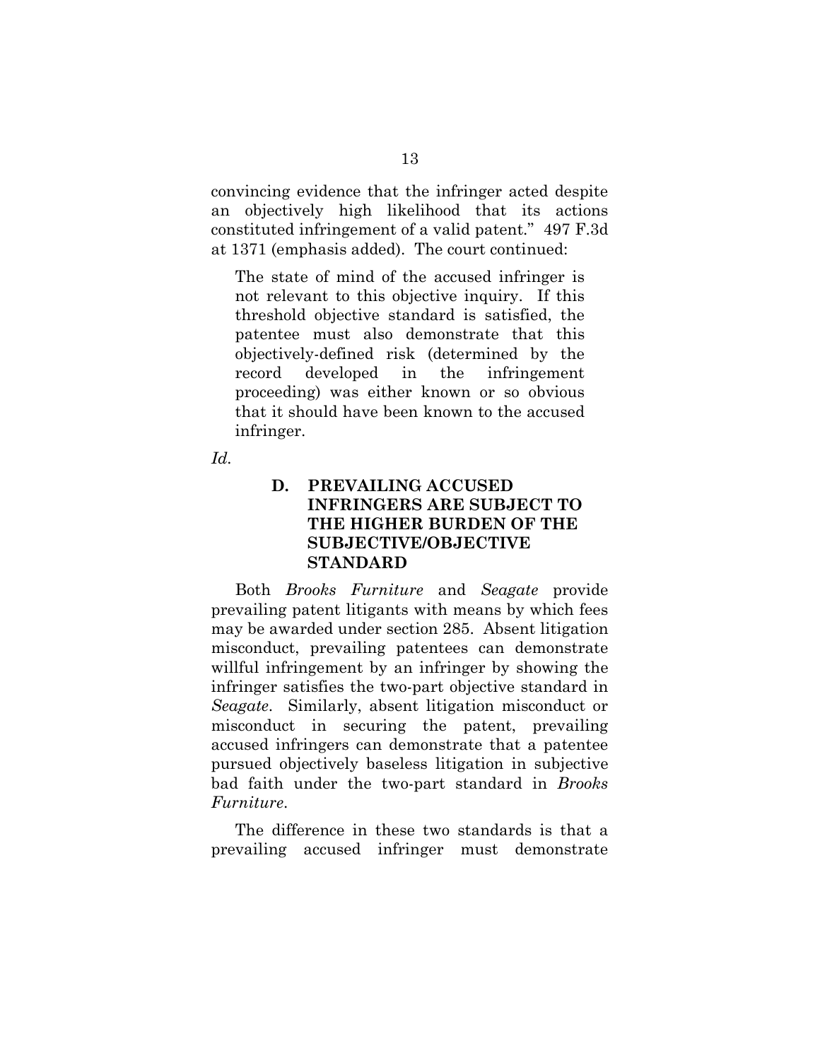convincing evidence that the infringer acted despite an objectively high likelihood that its actions constituted infringement of a valid patent." 497 F.3d at 1371 (emphasis added). The court continued:

> The state of mind of the accused infringer is not relevant to this objective inquiry. If this threshold objective standard is satisfied, the patentee must also demonstrate that this objectively-defined risk (determined by the record developed in the infringement proceeding) was either known or so obvious that it should have been known to the accused infringer.

*Id.*

### D. PREVAILING ACCUSED INFRINGERS ARE SUBJECT TO THE HIGHER BURDEN OF THE SUBJECTIVE/OBJECTIVE STANDARD

Both *Brooks Furniture* and *Seagate* provide prevailing patent litigants with means by which fees may be awarded under section 285. Absent litigation misconduct, prevailing patentees can demonstrate willful infringement by an infringer by showing the infringer satisfies the two-part objective standard in *Seagate*. Similarly, absent litigation misconduct or misconduct in securing the patent, prevailing accused infringers can demonstrate that a patentee pursued objectively baseless litigation in subjective bad faith under the two-part standard in *Brooks Furniture*.

The difference in these two standards is that a prevailing accused infringer must demonstrate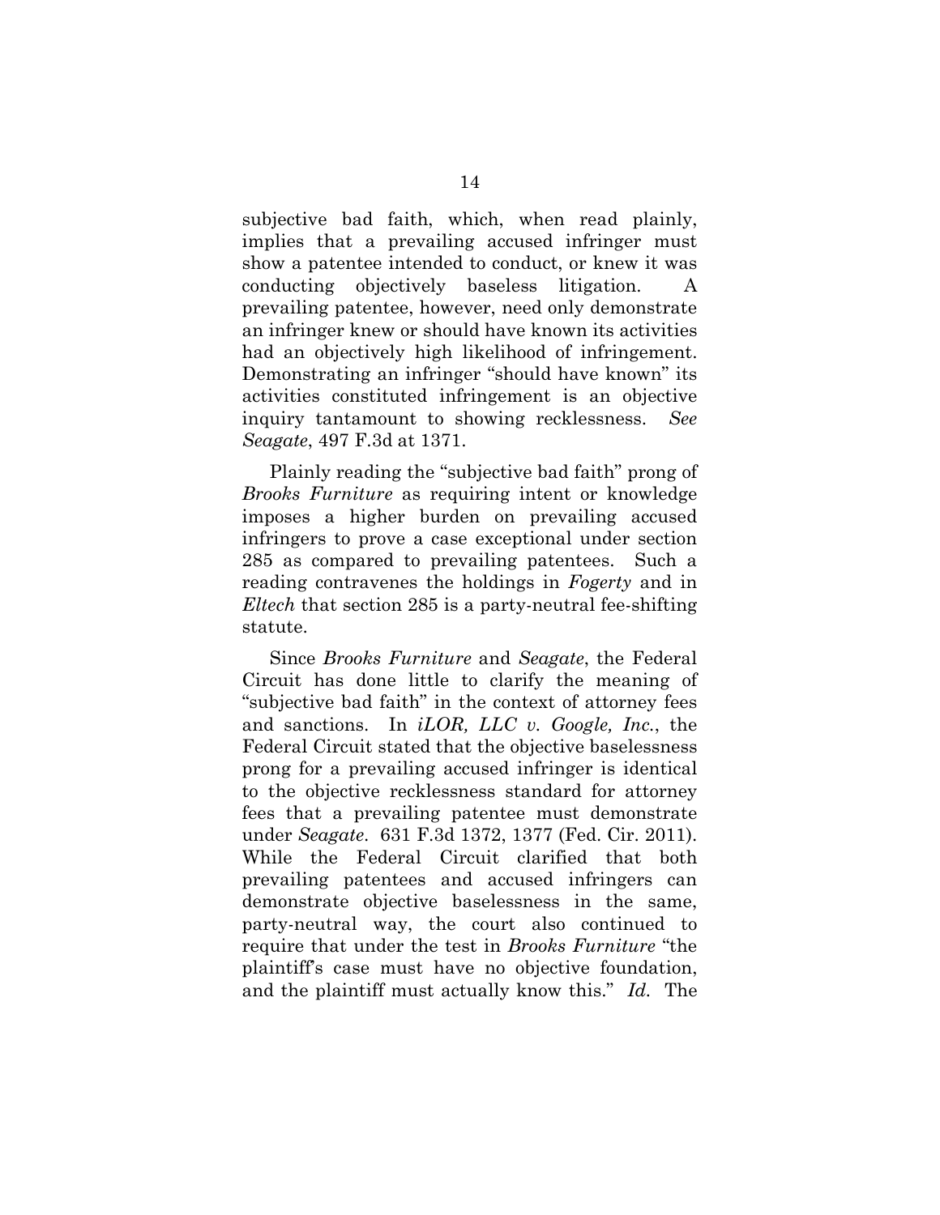subjective bad faith, which, when read plainly, implies that a prevailing accused infringer must show a patentee intended to conduct, or knew it was conducting objectively baseless litigation. A prevailing patentee, however, need only demonstrate an infringer knew or should have known its activities had an objectively high likelihood of infringement. Demonstrating an infringer "should have known" its activities constituted infringement is an objective inquiry tantamount to showing recklessness. *See Seagate*, 497 F.3d at 1371.

Plainly reading the "subjective bad faith" prong of *Brooks Furniture* as requiring intent or knowledge imposes a higher burden on prevailing accused infringers to prove a case exceptional under section 285 as compared to prevailing patentees. Such a reading contravenes the holdings in *Fogerty* and in *Eltech* that section 285 is a party-neutral fee-shifting statute.

Since *Brooks Furniture* and *Seagate*, the Federal Circuit has done little to clarify the meaning of "subjective bad faith" in the context of attorney fees and sanctions. In *iLOR, LLC v. Google, Inc.*, the Federal Circuit stated that the objective baselessness prong for a prevailing accused infringer is identical to the objective recklessness standard for attorney fees that a prevailing patentee must demonstrate under *Seagate*. 631 F.3d 1372, 1377 (Fed. Cir. 2011). While the Federal Circuit clarified that both prevailing patentees and accused infringers can demonstrate objective baselessness in the same, party-neutral way, the court also continued to require that under the test in *Brooks Furniture* "the plaintiff's case must have no objective foundation, and the plaintiff must actually know this." *Id.* The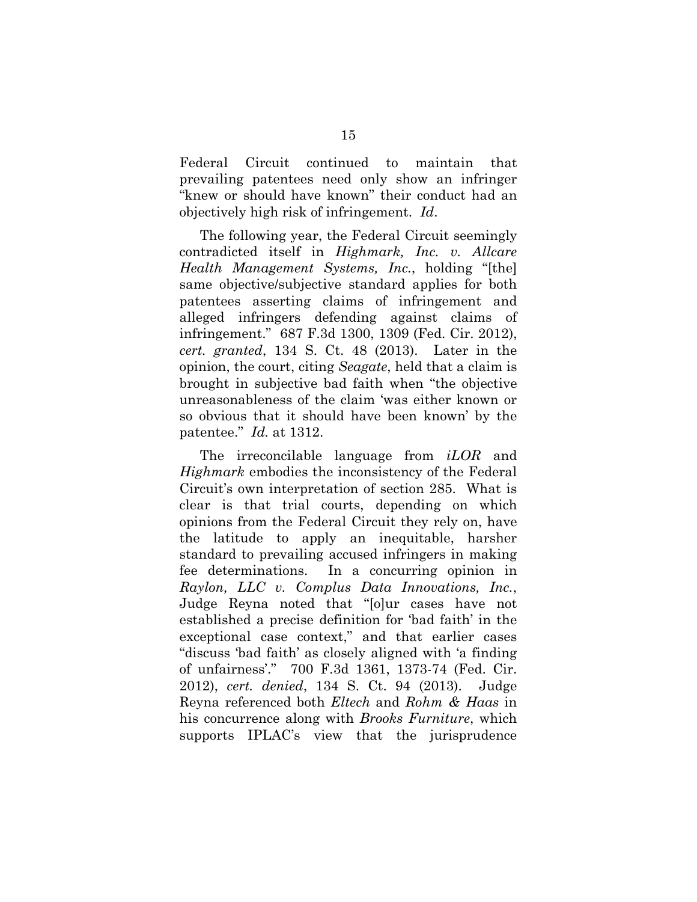Federal Circuit continued to maintain that prevailing patentees need only show an infringer "knew or should have known" their conduct had an objectively high risk of infringement. *Id*.

The following year, the Federal Circuit seemingly contradicted itself in *Highmark, Inc. v. Allcare Health Management Systems, Inc.*, holding "[the] same objective/subjective standard applies for both patentees asserting claims of infringement and alleged infringers defending against claims of infringement." 687 F.3d 1300, 1309 (Fed. Cir. 2012), *cert. granted*, 134 S. Ct. 48 (2013). Later in the opinion, the court, citing *Seagate*, held that a claim is brought in subjective bad faith when "the objective unreasonableness of the claim 'was either known or so obvious that it should have been known' by the patentee." *Id.* at 1312.

The irreconcilable language from *iLOR* and *Highmark* embodies the inconsistency of the Federal Circuit's own interpretation of section 285. What is clear is that trial courts, depending on which opinions from the Federal Circuit they rely on, have the latitude to apply an inequitable, harsher standard to prevailing accused infringers in making fee determinations. In a concurring opinion in *Raylon, LLC v. Complus Data Innovations, Inc.*, Judge Reyna noted that "[o]ur cases have not established a precise definition for 'bad faith' in the exceptional case context," and that earlier cases "discuss 'bad faith' as closely aligned with 'a finding of unfairness'." 700 F.3d 1361, 1373-74 (Fed. Cir. 2012), *cert. denied*, 134 S. Ct. 94 (2013). Judge Reyna referenced both *Eltech* and *Rohm & Haas* in his concurrence along with *Brooks Furniture*, which supports IPLAC's view that the jurisprudence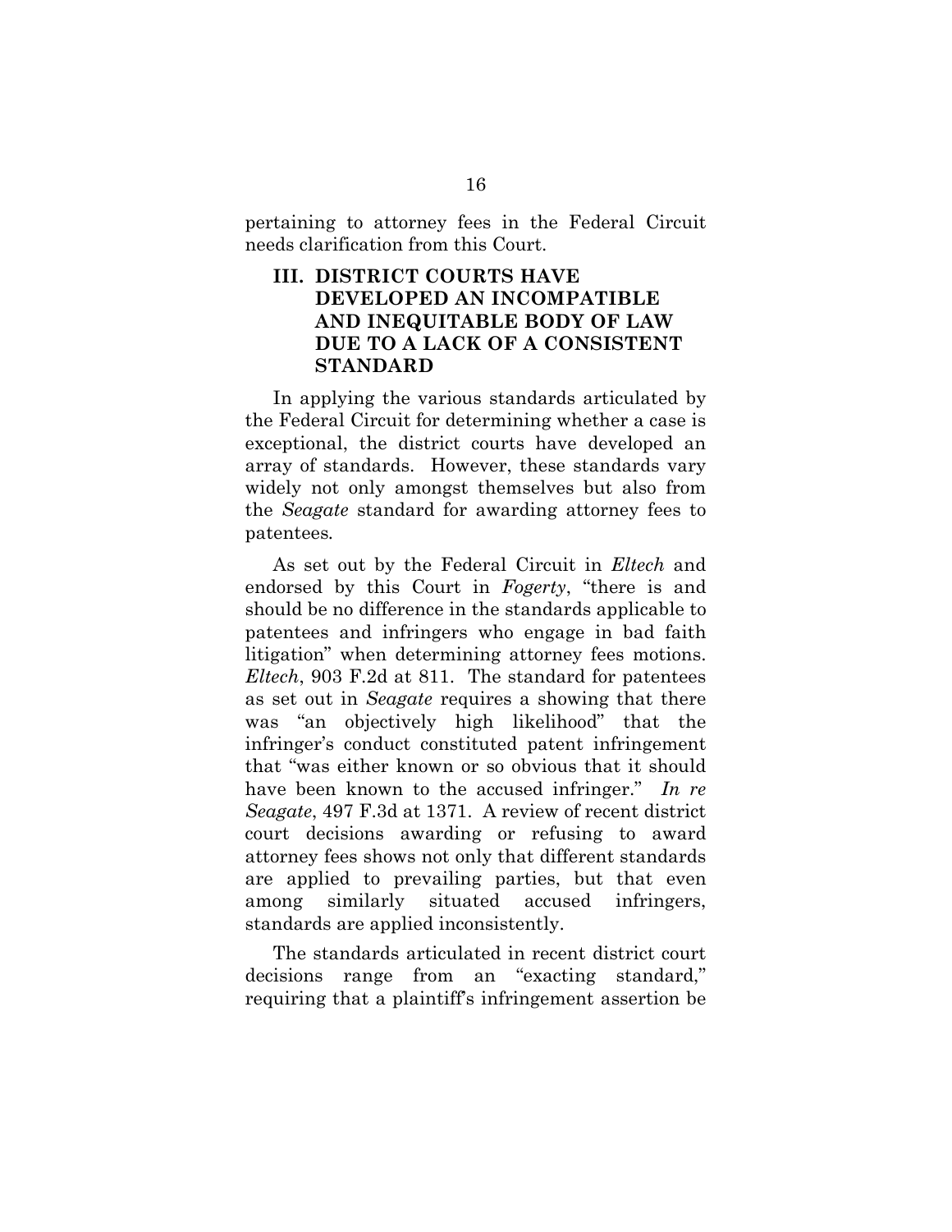pertaining to attorney fees in the Federal Circuit needs clarification from this Court.

## III. DISTRICT COURTS HAVE DEVELOPED AN INCOMPATIBLE AND INEQUITABLE BODY OF LAW DUE TO A LACK OF A CONSISTENT STANDARD

In applying the various standards articulated by the Federal Circuit for determining whether a case is exceptional, the district courts have developed an array of standards. However, these standards vary widely not only amongst themselves but also from the *Seagate* standard for awarding attorney fees to patentees.

As set out by the Federal Circuit in *Eltech* and endorsed by this Court in *Fogerty*, "there is and should be no difference in the standards applicable to patentees and infringers who engage in bad faith litigation" when determining attorney fees motions. *Eltech*, 903 F.2d at 811. The standard for patentees as set out in *Seagate* requires a showing that there was "an objectively high likelihood" that the infringer's conduct constituted patent infringement that "was either known or so obvious that it should have been known to the accused infringer." *In re Seagate*, 497 F.3d at 1371. A review of recent district court decisions awarding or refusing to award attorney fees shows not only that different standards are applied to prevailing parties, but that even among similarly situated accused infringers, standards are applied inconsistently.

The standards articulated in recent district court decisions range from an "exacting standard," requiring that a plaintiff's infringement assertion be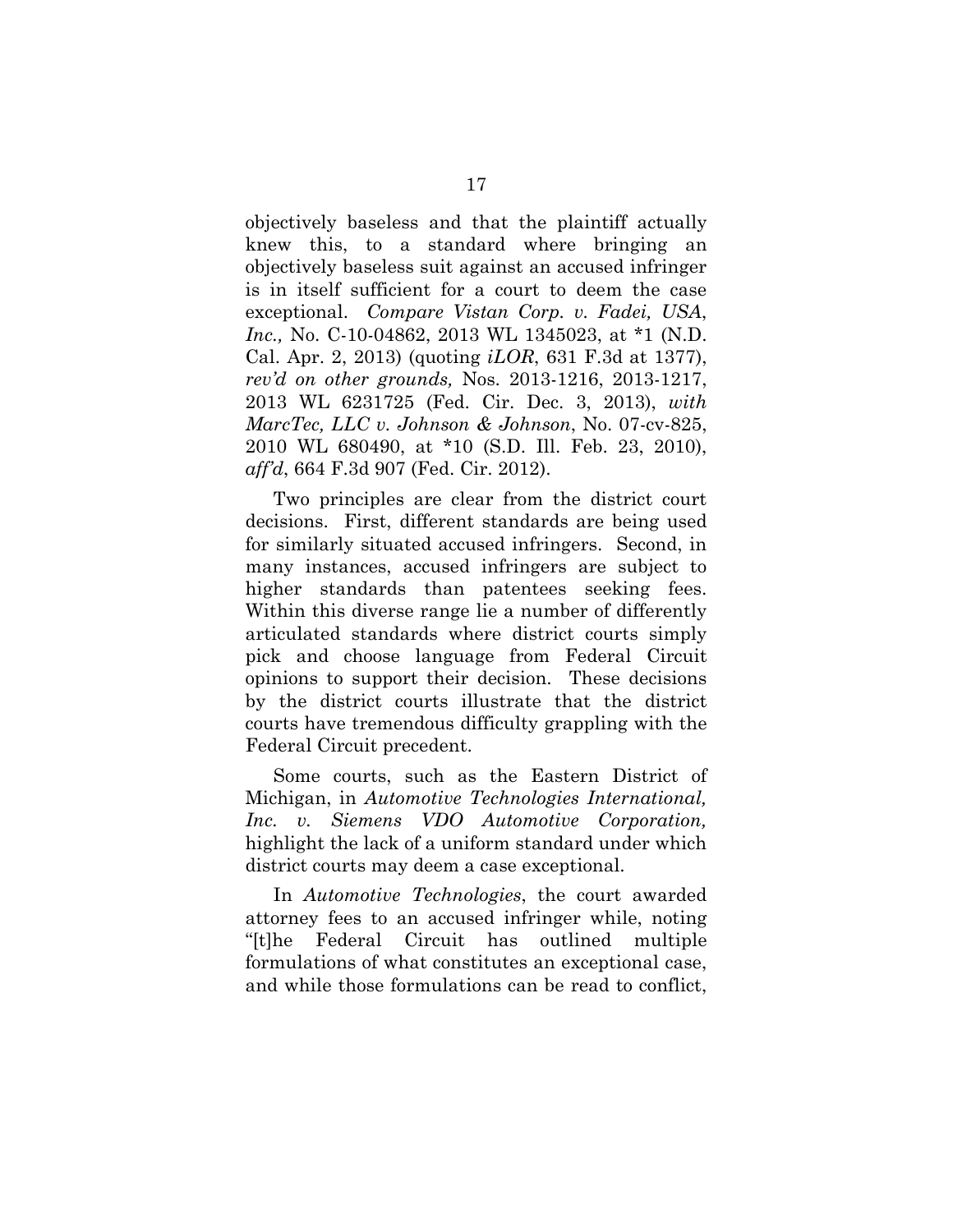objectively baseless and that the plaintiff actually knew this, to a standard where bringing an objectively baseless suit against an accused infringer is in itself sufficient for a court to deem the case exceptional. *Compare Vistan Corp. v. Fadei, USA, Inc.,* No. C-10-04862, 2013 WL 1345023, at *1 (N.D. Cal. Apr. 2, 2013) (quoting *iLOR*, 631 F.3d at 1377), *rev'd on other grounds,* Nos. 2013-1216, 2013-1217, 2013 WL 6231725 (Fed. Cir. Dec. 3, 2013), *with MarcTec, LLC v. Johnson & Johnson*, No. 07-cv-825, 2010 WL 680490, at *10 (S.D. Ill. Feb. 23, 2010), *aff'd*, 664 F.3d 907 (Fed. Cir. 2012).

Two principles are clear from the district court decisions. First, different standards are being used for similarly situated accused infringers. Second, in many instances, accused infringers are subject to higher standards than patentees seeking fees. Within this diverse range lie a number of differently articulated standards where district courts simply pick and choose language from Federal Circuit opinions to support their decision. These decisions by the district courts illustrate that the district courts have tremendous difficulty grappling with the Federal Circuit precedent.

Some courts, such as the Eastern District of Michigan, in *Automotive Technologies International, Inc. v. Siemens VDO Automotive Corporation,* highlight the lack of a uniform standard under which district courts may deem a case exceptional.

In *Automotive Technologies*, the court awarded attorney fees to an accused infringer while, noting "[t]he Federal Circuit has outlined multiple formulations of what constitutes an exceptional case, and while those formulations can be read to conflict,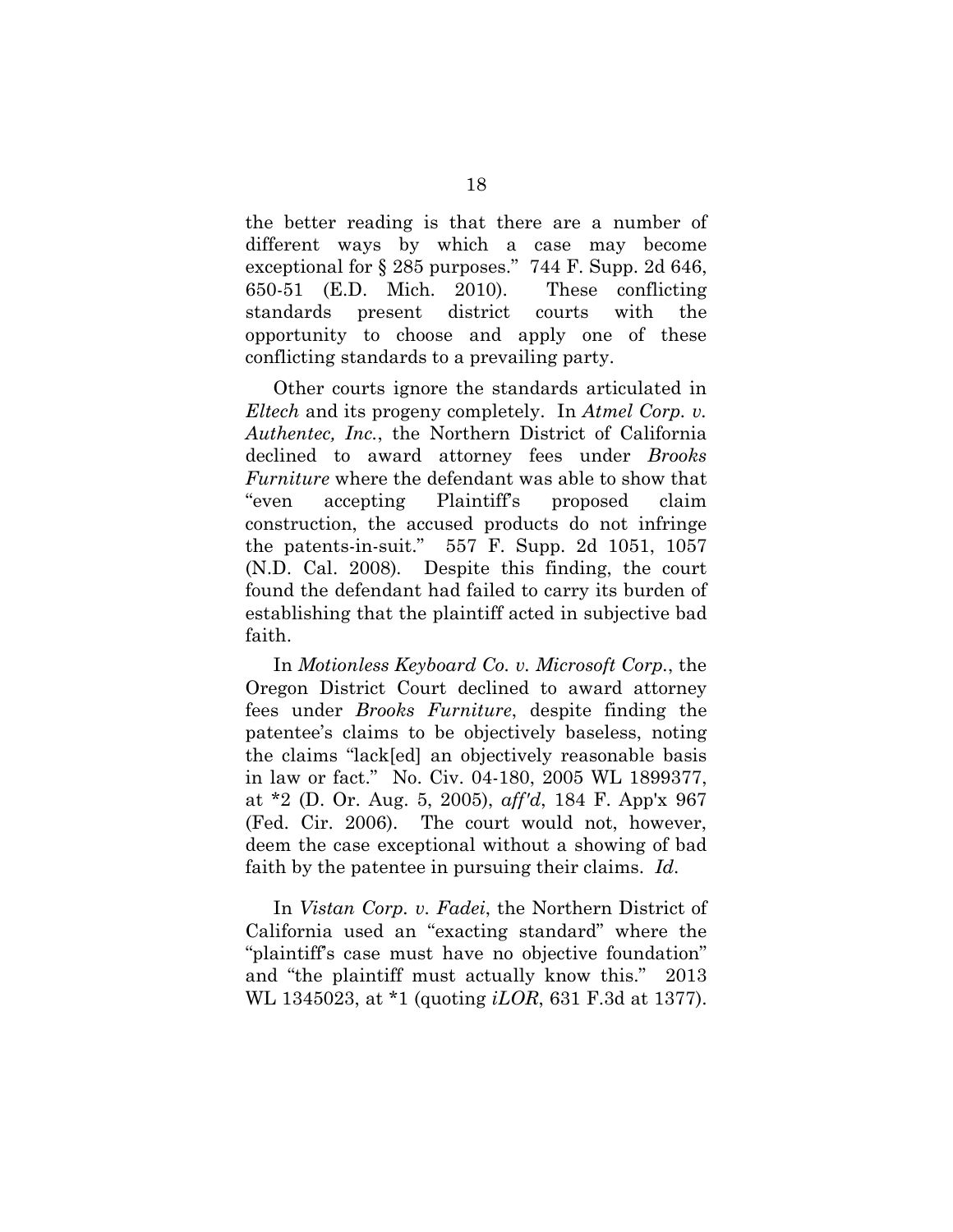the better reading is that there are a number of different ways by which a case may become exceptional for § 285 purposes." 744 F. Supp. 2d 646, 650-51 (E.D. Mich. 2010). These conflicting standards present district courts with the opportunity to choose and apply one of these conflicting standards to a prevailing party.

Other courts ignore the standards articulated in *Eltech* and its progeny completely. In *Atmel Corp. v. Authentec, Inc.*, the Northern District of California declined to award attorney fees under *Brooks Furniture* where the defendant was able to show that "even accepting Plaintiff's proposed claim construction, the accused products do not infringe the patents-in-suit." 557 F. Supp. 2d 1051, 1057 (N.D. Cal. 2008). Despite this finding, the court found the defendant had failed to carry its burden of establishing that the plaintiff acted in subjective bad faith.

In *Motionless Keyboard Co. v. Microsoft Corp.*, the Oregon District Court declined to award attorney fees under *Brooks Furniture*, despite finding the patentee's claims to be objectively baseless, noting the claims "lack[ed] an objectively reasonable basis in law or fact." No. Civ. 04-180, 2005 WL 1899377, at *2 (D. Or. Aug. 5, 2005), *aff'd*, 184 F. App'x 967 (Fed. Cir. 2006). The court would not, however, deem the case exceptional without a showing of bad faith by the patentee in pursuing their claims. *Id*.

In *Vistan Corp. v. Fadei*, the Northern District of California used an "exacting standard" where the "plaintiff's case must have no objective foundation" and "the plaintiff must actually know this." 2013 WL 1345023, at *1 (quoting *iLOR*, 631 F.3d at 1377).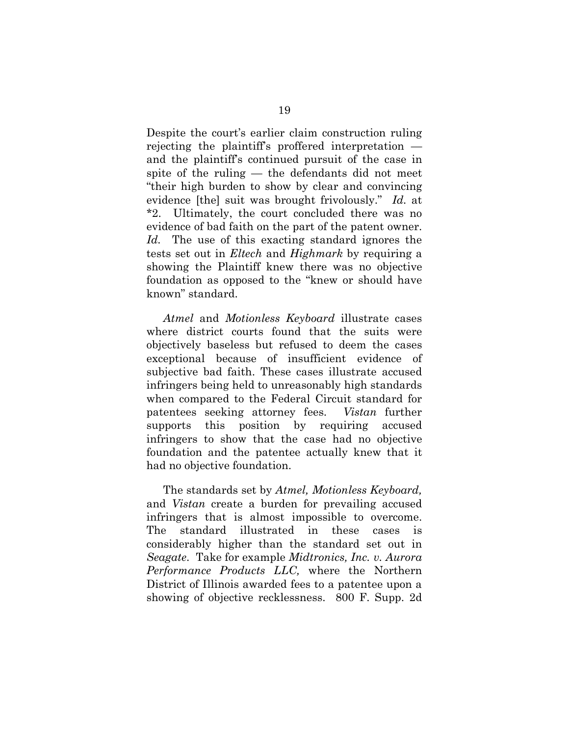Despite the court's earlier claim construction ruling rejecting the plaintiff's proffered interpretation — and the plaintiff's continued pursuit of the case in spite of the ruling — the defendants did not meet "their high burden to show by clear and convincing evidence [the] suit was brought frivolously." *Id.* at *2. Ultimately, the court concluded there was no evidence of bad faith on the part of the patent owner. *Id.* The use of this exacting standard ignores the tests set out in *Eltech* and *Highmark* by requiring a showing the Plaintiff knew there was no objective foundation as opposed to the "knew or should have known" standard.

*Atmel* and *Motionless Keyboard* illustrate cases where district courts found that the suits were objectively baseless but refused to deem the cases exceptional because of insufficient evidence of subjective bad faith. These cases illustrate accused infringers being held to unreasonably high standards when compared to the Federal Circuit standard for patentees seeking attorney fees. *Vistan* further supports this position by requiring accused infringers to show that the case had no objective foundation and the patentee actually knew that it had no objective foundation.

The standards set by *Atmel, Motionless Keyboard,* and *Vistan* create a burden for prevailing accused infringers that is almost impossible to overcome. The standard illustrated in these cases is considerably higher than the standard set out in *Seagate*. Take for example *Midtronics, Inc. v. Aurora Performance Products LLC,* where the Northern District of Illinois awarded fees to a patentee upon a showing of objective recklessness. 800 F. Supp. 2d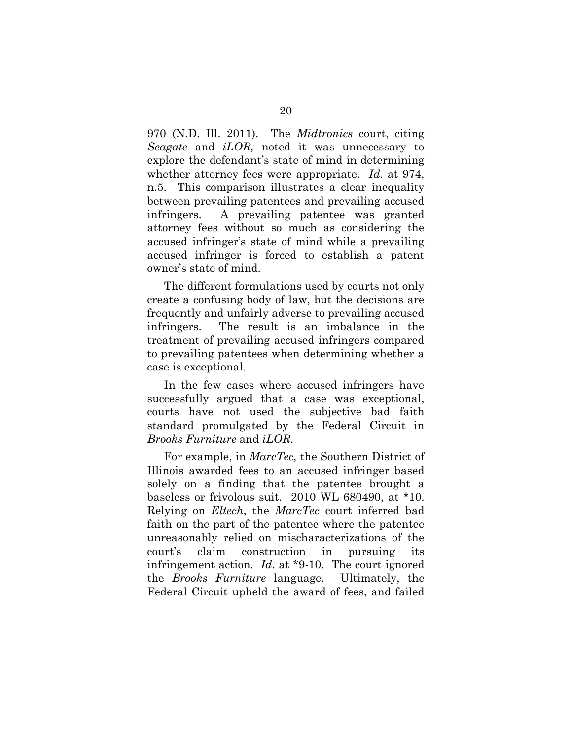970 (N.D. Ill. 2011). The *Midtronics* court, citing *Seagate* and *iLOR,* noted it was unnecessary to explore the defendant's state of mind in determining whether attorney fees were appropriate. *Id.* at 974, n.5. This comparison illustrates a clear inequality between prevailing patentees and prevailing accused infringers. A prevailing patentee was granted attorney fees without so much as considering the accused infringer's state of mind while a prevailing accused infringer is forced to establish a patent owner's state of mind.

The different formulations used by courts not only create a confusing body of law, but the decisions are frequently and unfairly adverse to prevailing accused infringers. The result is an imbalance in the treatment of prevailing accused infringers compared to prevailing patentees when determining whether a case is exceptional.

In the few cases where accused infringers have successfully argued that a case was exceptional, courts have not used the subjective bad faith standard promulgated by the Federal Circuit in *Brooks Furniture* and *iLOR*.

For example, in *MarcTec,* the Southern District of Illinois awarded fees to an accused infringer based solely on a finding that the patentee brought a baseless or frivolous suit. 2010 WL 680490, at *10. Relying on *Eltech*, the *MarcTec* court inferred bad faith on the part of the patentee where the patentee unreasonably relied on mischaracterizations of the court's claim construction in pursuing its infringement action. *Id*. at *9-10. The court ignored the *Brooks Furniture* language. Ultimately, the Federal Circuit upheld the award of fees, and failed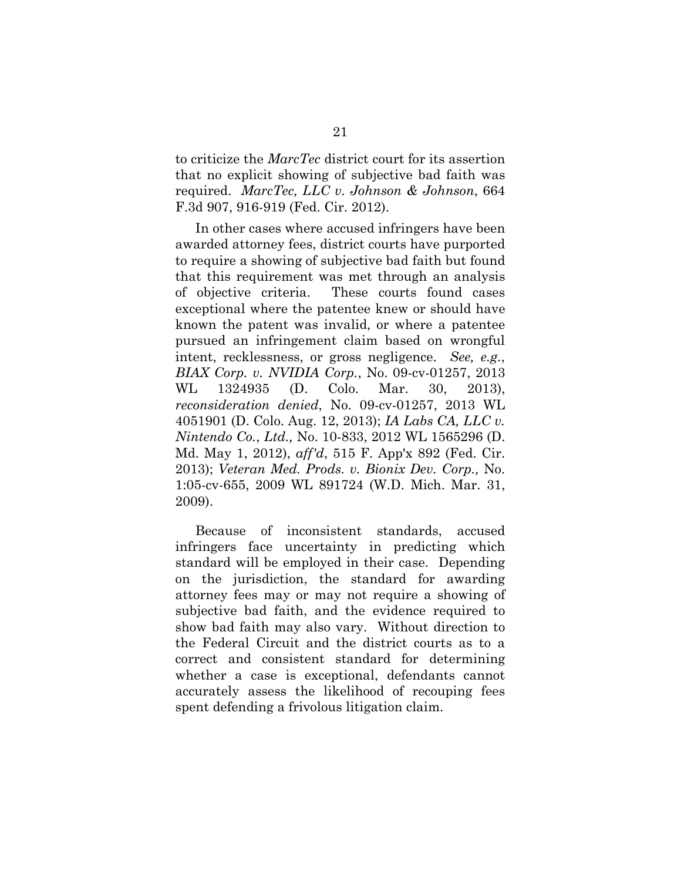to criticize the *MarcTec* district court for its assertion that no explicit showing of subjective bad faith was required. *MarcTec, LLC v. Johnson & Johnson*, 664 F.3d 907, 916-919 (Fed. Cir. 2012).

In other cases where accused infringers have been awarded attorney fees, district courts have purported to require a showing of subjective bad faith but found that this requirement was met through an analysis of objective criteria. These courts found cases exceptional where the patentee knew or should have known the patent was invalid, or where a patentee pursued an infringement claim based on wrongful intent, recklessness, or gross negligence. *See, e.g.*, *BIAX Corp. v. NVIDIA Corp.*, No. 09-cv-01257, 2013 WL 1324935 (D. Colo. Mar. 30, 2013), *reconsideration denied*, No. 09-cv-01257, 2013 WL 4051901 (D. Colo. Aug. 12, 2013); *IA Labs CA, LLC v. Nintendo Co., Ltd.,* No. 10-833, 2012 WL 1565296 (D. Md. May 1, 2012), *aff'd*, 515 F. App'x 892 (Fed. Cir. 2013); *Veteran Med. Prods. v. Bionix Dev. Corp.,* No. 1:05-cv-655, 2009 WL 891724 (W.D. Mich. Mar. 31, 2009).

Because of inconsistent standards, accused infringers face uncertainty in predicting which standard will be employed in their case. Depending on the jurisdiction, the standard for awarding attorney fees may or may not require a showing of subjective bad faith, and the evidence required to show bad faith may also vary. Without direction to the Federal Circuit and the district courts as to a correct and consistent standard for determining whether a case is exceptional, defendants cannot accurately assess the likelihood of recouping fees spent defending a frivolous litigation claim.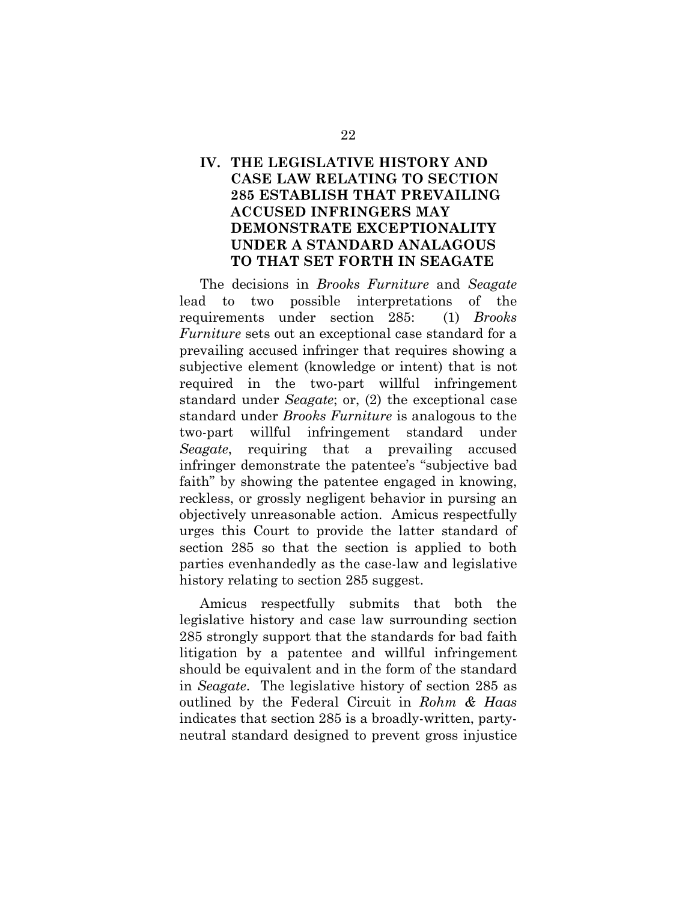## IV. THE LEGISLATIVE HISTORY AND CASE LAW RELATING TO SECTION 285 ESTABLISH THAT PREVAILING ACCUSED INFRINGERS MAY DEMONSTRATE EXCEPTIONALITY UNDER A STANDARD ANALAGOUS TO THAT SET FORTH IN SEAGATE

The decisions in *Brooks Furniture* and *Seagate* lead to two possible interpretations of the requirements under section 285: (1) *Brooks Furniture* sets out an exceptional case standard for a prevailing accused infringer that requires showing a subjective element (knowledge or intent) that is not required in the two-part willful infringement standard under *Seagate*; or, (2) the exceptional case standard under *Brooks Furniture* is analogous to the two-part willful infringement standard under *Seagate*, requiring that a prevailing accused infringer demonstrate the patentee's "subjective bad faith" by showing the patentee engaged in knowing, reckless, or grossly negligent behavior in pursing an objectively unreasonable action. Amicus respectfully urges this Court to provide the latter standard of section 285 so that the section is applied to both parties evenhandedly as the case-law and legislative history relating to section 285 suggest.

Amicus respectfully submits that both the legislative history and case law surrounding section 285 strongly support that the standards for bad faith litigation by a patentee and willful infringement should be equivalent and in the form of the standard in *Seagate*. The legislative history of section 285 as outlined by the Federal Circuit in *Rohm & Haas* indicates that section 285 is a broadly-written, party-neutral standard designed to prevent gross injustice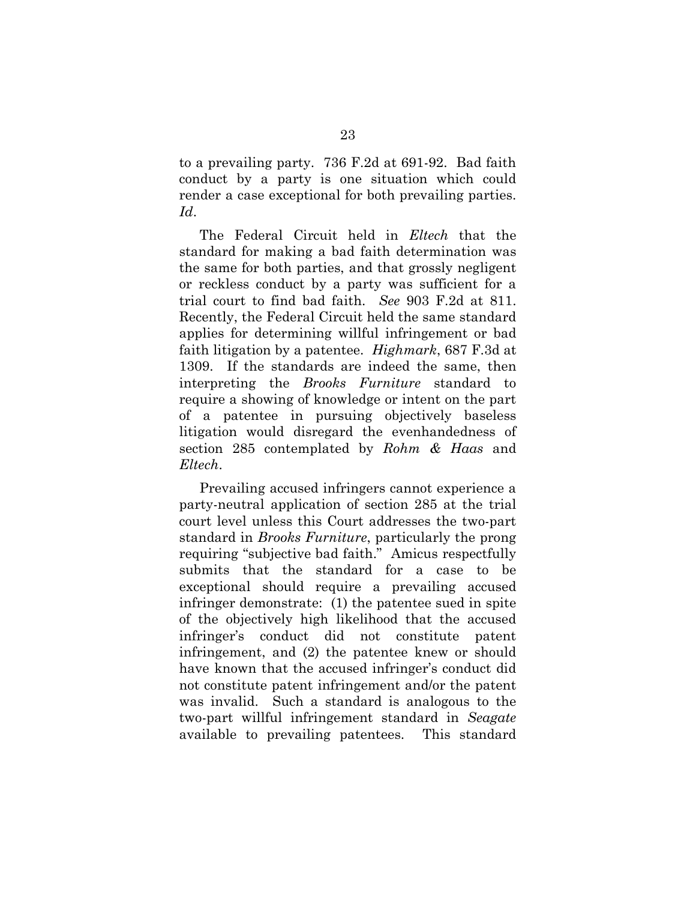to a prevailing party. 736 F.2d at 691-92. Bad faith conduct by a party is one situation which could render a case exceptional for both prevailing parties. *Id*.

The Federal Circuit held in *Eltech* that the standard for making a bad faith determination was the same for both parties, and that grossly negligent or reckless conduct by a party was sufficient for a trial court to find bad faith. *See* 903 F.2d at 811. Recently, the Federal Circuit held the same standard applies for determining willful infringement or bad faith litigation by a patentee. *Highmark*, 687 F.3d at 1309. If the standards are indeed the same, then interpreting the *Brooks Furniture* standard to require a showing of knowledge or intent on the part of a patentee in pursuing objectively baseless litigation would disregard the evenhandedness of section 285 contemplated by *Rohm & Haas* and *Eltech*.

Prevailing accused infringers cannot experience a party-neutral application of section 285 at the trial court level unless this Court addresses the two-part standard in *Brooks Furniture*, particularly the prong requiring "subjective bad faith." Amicus respectfully submits that the standard for a case to be exceptional should require a prevailing accused infringer demonstrate: (1) the patentee sued in spite of the objectively high likelihood that the accused infringer's conduct did not constitute patent infringement, and (2) the patentee knew or should have known that the accused infringer's conduct did not constitute patent infringement and/or the patent was invalid. Such a standard is analogous to the two-part willful infringement standard in *Seagate* available to prevailing patentees. This standard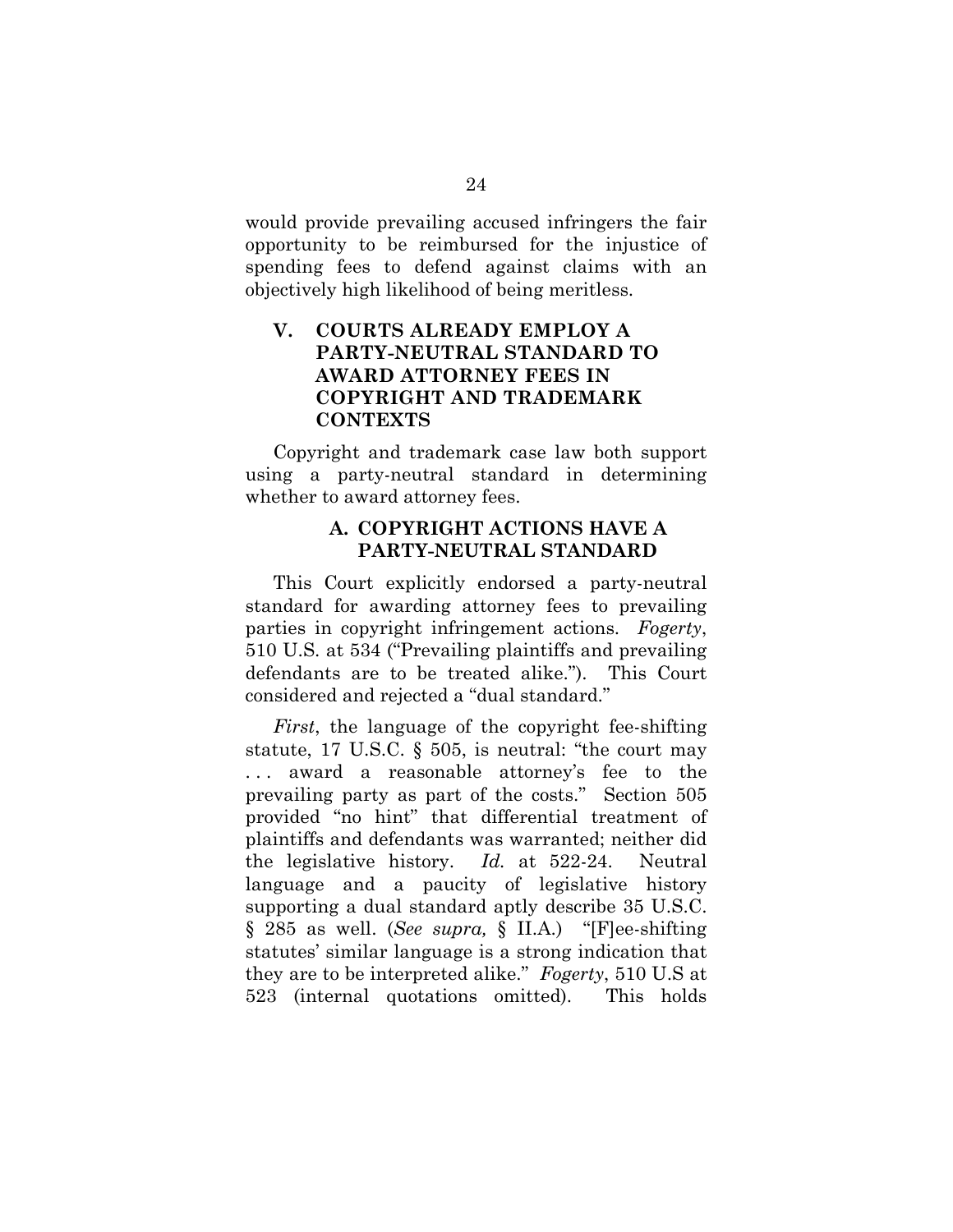would provide prevailing accused infringers the fair opportunity to be reimbursed for the injustice of spending fees to defend against claims with an objectively high likelihood of being meritless.

## V. COURTS ALREADY EMPLOY A PARTY-NEUTRAL STANDARD TO AWARD ATTORNEY FEES IN COPYRIGHT AND TRADEMARK CONTEXTS

Copyright and trademark case law both support using a party-neutral standard in determining whether to award attorney fees.

### A. COPYRIGHT ACTIONS HAVE A PARTY-NEUTRAL STANDARD

This Court explicitly endorsed a party-neutral standard for awarding attorney fees to prevailing parties in copyright infringement actions. *Fogerty*, 510 U.S. at 534 ("Prevailing plaintiffs and prevailing defendants are to be treated alike."). This Court considered and rejected a "dual standard."

*First*, the language of the copyright fee-shifting statute, 17 U.S.C. § 505, is neutral: "the court may . . . award a reasonable attorney's fee to the prevailing party as part of the costs." Section 505 provided "no hint" that differential treatment of plaintiffs and defendants was warranted; neither did the legislative history. *Id.* at 522-24. Neutral language and a paucity of legislative history supporting a dual standard aptly describe 35 U.S.C. § 285 as well. (*See supra,* § II.A.) "[F]ee-shifting statutes' similar language is a strong indication that they are to be interpreted alike." *Fogerty*, 510 U.S at 523 (internal quotations omitted). This holds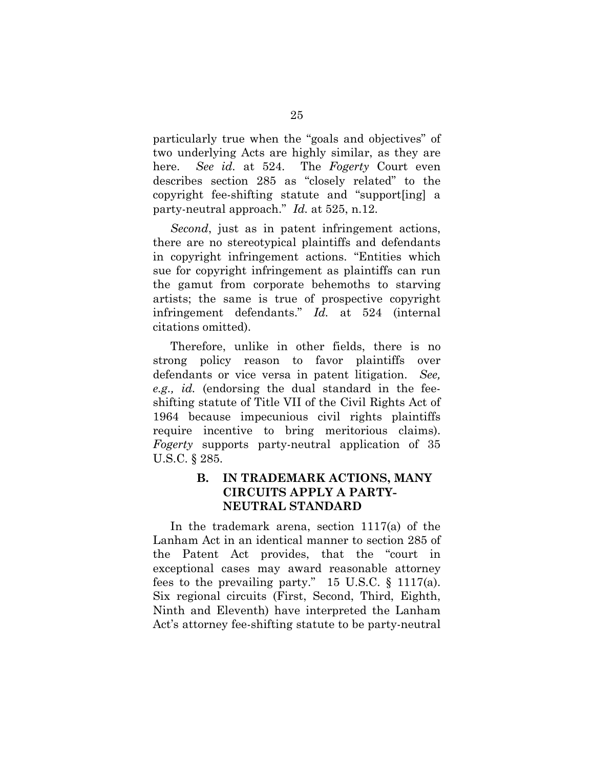particularly true when the "goals and objectives" of two underlying Acts are highly similar, as they are here. *See id.* at 524. The *Fogerty* Court even describes section 285 as "closely related" to the copyright fee-shifting statute and "support[ing] a party-neutral approach." *Id.* at 525, n.12.

*Second*, just as in patent infringement actions, there are no stereotypical plaintiffs and defendants in copyright infringement actions. "Entities which sue for copyright infringement as plaintiffs can run the gamut from corporate behemoths to starving artists; the same is true of prospective copyright infringement defendants." *Id.* at 524 (internal citations omitted).

Therefore, unlike in other fields, there is no strong policy reason to favor plaintiffs over defendants or vice versa in patent litigation. *See, e.g., id.* (endorsing the dual standard in the fee-shifting statute of Title VII of the Civil Rights Act of 1964 because impecunious civil rights plaintiffs require incentive to bring meritorious claims). *Fogerty* supports party-neutral application of 35 U.S.C. § 285.

### B. IN TRADEMARK ACTIONS, MANY CIRCUITS APPLY A PARTY-NEUTRAL STANDARD

In the trademark arena, section 1117(a) of the Lanham Act in an identical manner to section 285 of the Patent Act provides, that the "court in exceptional cases may award reasonable attorney fees to the prevailing party." 15 U.S.C. § 1117(a). Six regional circuits (First, Second, Third, Eighth, Ninth and Eleventh) have interpreted the Lanham Act's attorney fee-shifting statute to be party-neutral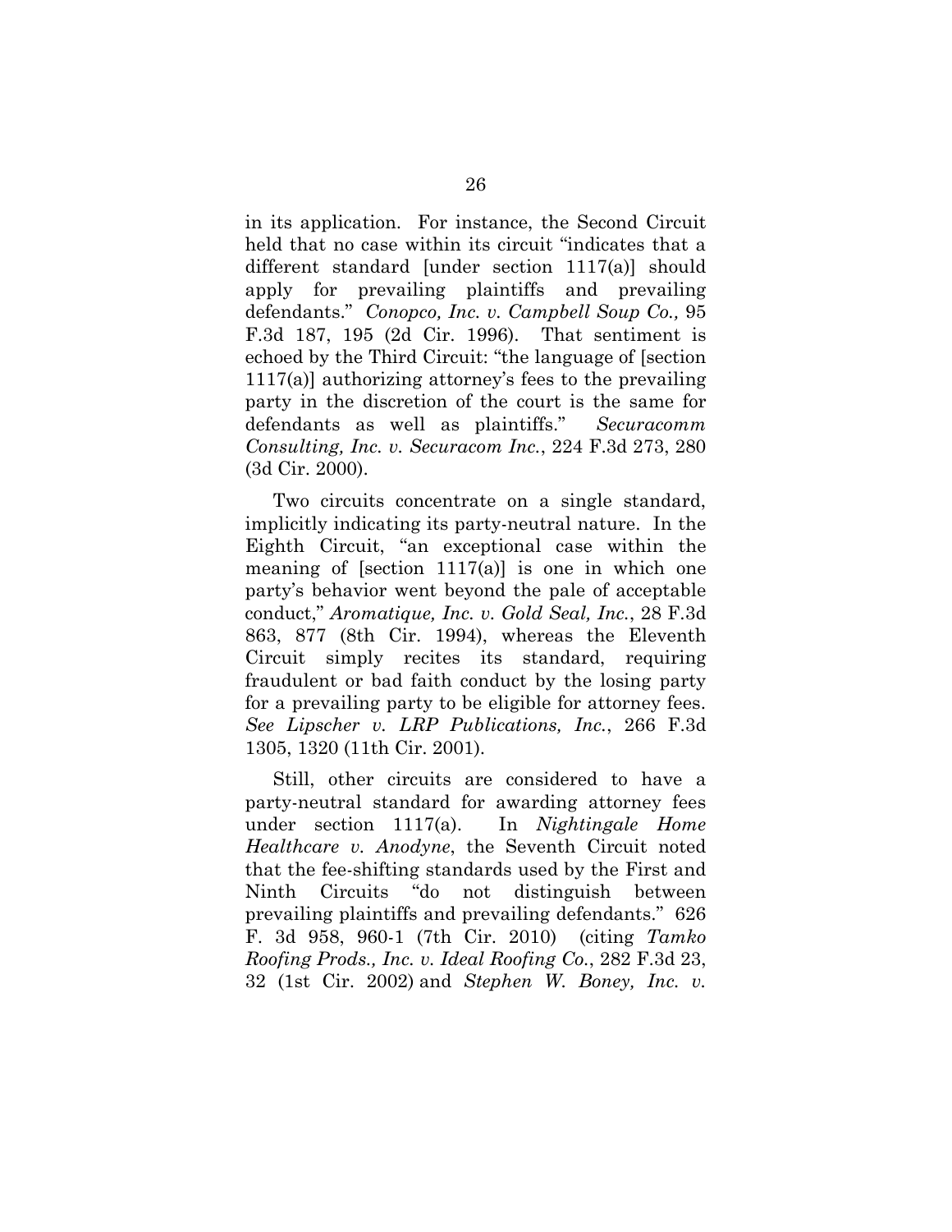in its application. For instance, the Second Circuit held that no case within its circuit "indicates that a different standard [under section 1117(a)] should apply for prevailing plaintiffs and prevailing defendants." *Conopco, Inc. v. Campbell Soup Co.,* 95 F.3d 187, 195 (2d Cir. 1996). That sentiment is echoed by the Third Circuit: "the language of [section 1117(a)] authorizing attorney's fees to the prevailing party in the discretion of the court is the same for defendants as well as plaintiffs." *Securacomm Consulting, Inc. v. Securacom Inc.*, 224 F.3d 273, 280 (3d Cir. 2000).

Two circuits concentrate on a single standard, implicitly indicating its party-neutral nature. In the Eighth Circuit, "an exceptional case within the meaning of [section 1117(a)] is one in which one party's behavior went beyond the pale of acceptable conduct," *Aromatique, Inc. v. Gold Seal, Inc.*, 28 F.3d 863, 877 (8th Cir. 1994), whereas the Eleventh Circuit simply recites its standard, requiring fraudulent or bad faith conduct by the losing party for a prevailing party to be eligible for attorney fees. *See Lipscher v. LRP Publications, Inc.*, 266 F.3d 1305, 1320 (11th Cir. 2001).

Still, other circuits are considered to have a party-neutral standard for awarding attorney fees under section 1117(a). In *Nightingale Home Healthcare v. Anodyne*, the Seventh Circuit noted that the fee-shifting standards used by the First and Ninth Circuits "do not distinguish between prevailing plaintiffs and prevailing defendants." 626 F. 3d 958, 960-1 (7th Cir. 2010) (citing *Tamko Roofing Prods., Inc. v. Ideal Roofing Co.*, 282 F.3d 23, 32 (1st Cir. 2002) and *Stephen W. Boney, Inc. v.*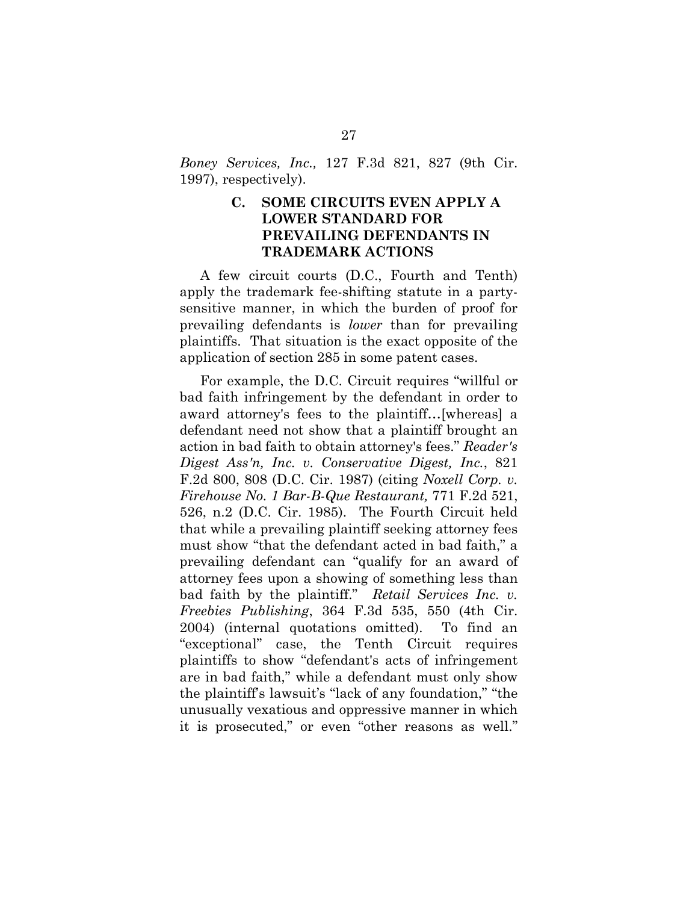*Boney Services, Inc.,* 127 F.3d 821, 827 (9th Cir. 1997), respectively).

### C. SOME CIRCUITS EVEN APPLY A LOWER STANDARD FOR PREVAILING DEFENDANTS IN TRADEMARK ACTIONS

A few circuit courts (D.C., Fourth and Tenth) apply the trademark fee-shifting statute in a party-sensitive manner, in which the burden of proof for prevailing defendants is *lower* than for prevailing plaintiffs. That situation is the exact opposite of the application of section 285 in some patent cases.

For example, the D.C. Circuit requires "willful or bad faith infringement by the defendant in order to award attorney's fees to the plaintiff…[whereas] a defendant need not show that a plaintiff brought an action in bad faith to obtain attorney's fees." *Reader's Digest Ass'n, Inc. v. Conservative Digest, Inc.*, 821 F.2d 800, 808 (D.C. Cir. 1987) (citing *Noxell Corp. v. Firehouse No. 1 Bar-B-Que Restaurant,* 771 F.2d 521, 526, n.2 (D.C. Cir. 1985). The Fourth Circuit held that while a prevailing plaintiff seeking attorney fees must show "that the defendant acted in bad faith," a prevailing defendant can "qualify for an award of attorney fees upon a showing of something less than bad faith by the plaintiff." *Retail Services Inc. v. Freebies Publishing*, 364 F.3d 535, 550 (4th Cir. 2004) (internal quotations omitted). To find an "exceptional" case, the Tenth Circuit requires plaintiffs to show "defendant's acts of infringement are in bad faith," while a defendant must only show the plaintiff's lawsuit's "lack of any foundation," "the unusually vexatious and oppressive manner in which it is prosecuted," or even "other reasons as well."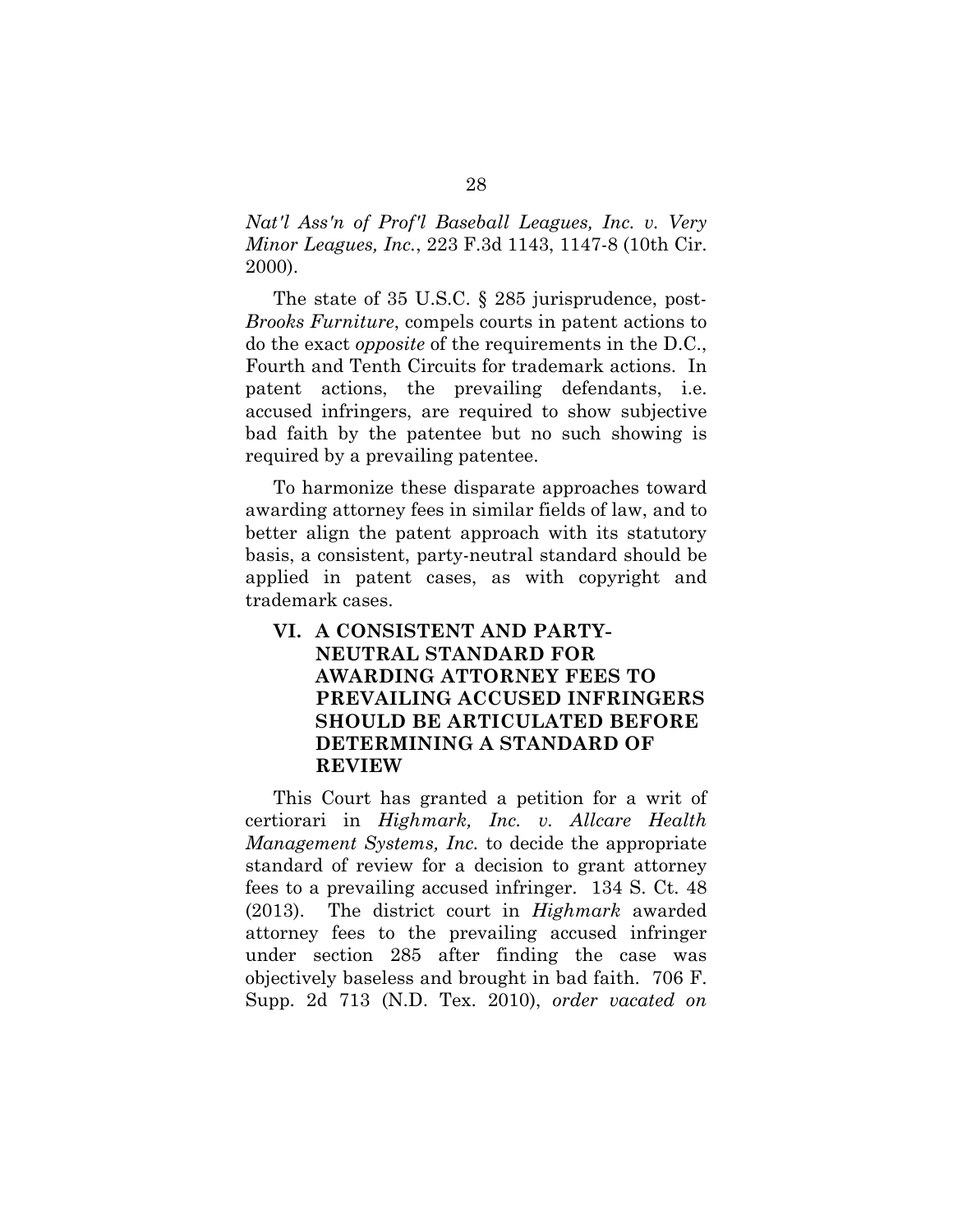*Nat'l Ass'n of Prof'l Baseball Leagues, Inc. v. Very Minor Leagues, Inc.*, 223 F.3d 1143, 1147-8 (10th Cir. 2000).

The state of 35 U.S.C. § 285 jurisprudence, post-*Brooks Furniture*, compels courts in patent actions to do the exact *opposite* of the requirements in the D.C., Fourth and Tenth Circuits for trademark actions. In patent actions, the prevailing defendants, i.e. accused infringers, are required to show subjective bad faith by the patentee but no such showing is required by a prevailing patentee.

To harmonize these disparate approaches toward awarding attorney fees in similar fields of law, and to better align the patent approach with its statutory basis, a consistent, party-neutral standard should be applied in patent cases, as with copyright and trademark cases.

## VI. A CONSISTENT AND PARTY-NEUTRAL STANDARD FOR AWARDING ATTORNEY FEES TO PREVAILING ACCUSED INFRINGERS SHOULD BE ARTICULATED BEFORE DETERMINING A STANDARD OF REVIEW

This Court has granted a petition for a writ of certiorari in *Highmark, Inc. v. Allcare Health Management Systems, Inc.* to decide the appropriate standard of review for a decision to grant attorney fees to a prevailing accused infringer. 134 S. Ct. 48 (2013). The district court in *Highmark* awarded attorney fees to the prevailing accused infringer under section 285 after finding the case was objectively baseless and brought in bad faith. 706 F. Supp. 2d 713 (N.D. Tex. 2010), *order vacated on*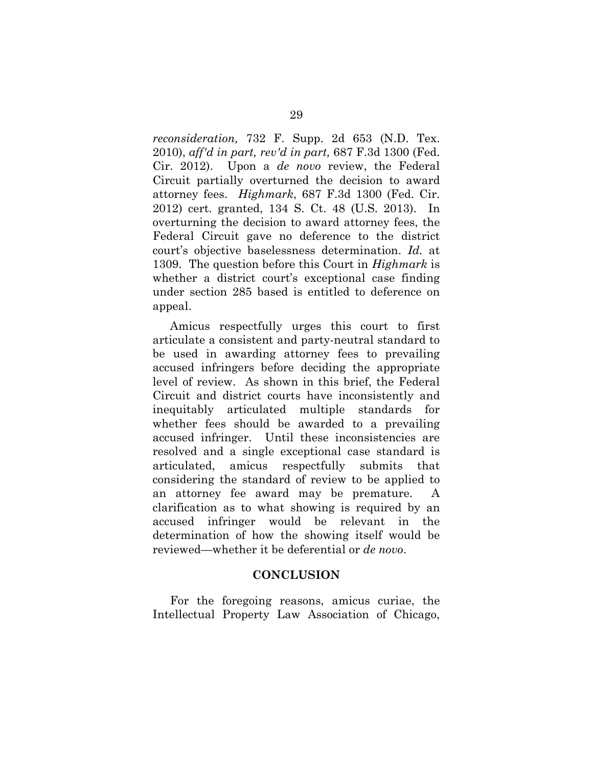*reconsideration,* 732 F. Supp. 2d 653 (N.D. Tex. 2010), *aff'd in part, rev'd in part,* 687 F.3d 1300 (Fed. Cir. 2012). Upon a *de novo* review, the Federal Circuit partially overturned the decision to award attorney fees. *Highmark*, 687 F.3d 1300 (Fed. Cir. 2012) cert. granted, 134 S. Ct. 48 (U.S. 2013). In overturning the decision to award attorney fees, the Federal Circuit gave no deference to the district court's objective baselessness determination. *Id.* at 1309. The question before this Court in *Highmark* is whether a district court's exceptional case finding under section 285 based is entitled to deference on appeal.

Amicus respectfully urges this court to first articulate a consistent and party-neutral standard to be used in awarding attorney fees to prevailing accused infringers before deciding the appropriate level of review. As shown in this brief, the Federal Circuit and district courts have inconsistently and inequitably articulated multiple standards for whether fees should be awarded to a prevailing accused infringer. Until these inconsistencies are resolved and a single exceptional case standard is articulated, amicus respectfully submits that considering the standard of review to be applied to an attorney fee award may be premature. A clarification as to what showing is required by an accused infringer would be relevant in the determination of how the showing itself would be reviewed—whether it be deferential or *de novo*.

## CONCLUSION

For the foregoing reasons, amicus curiae, the Intellectual Property Law Association of Chicago,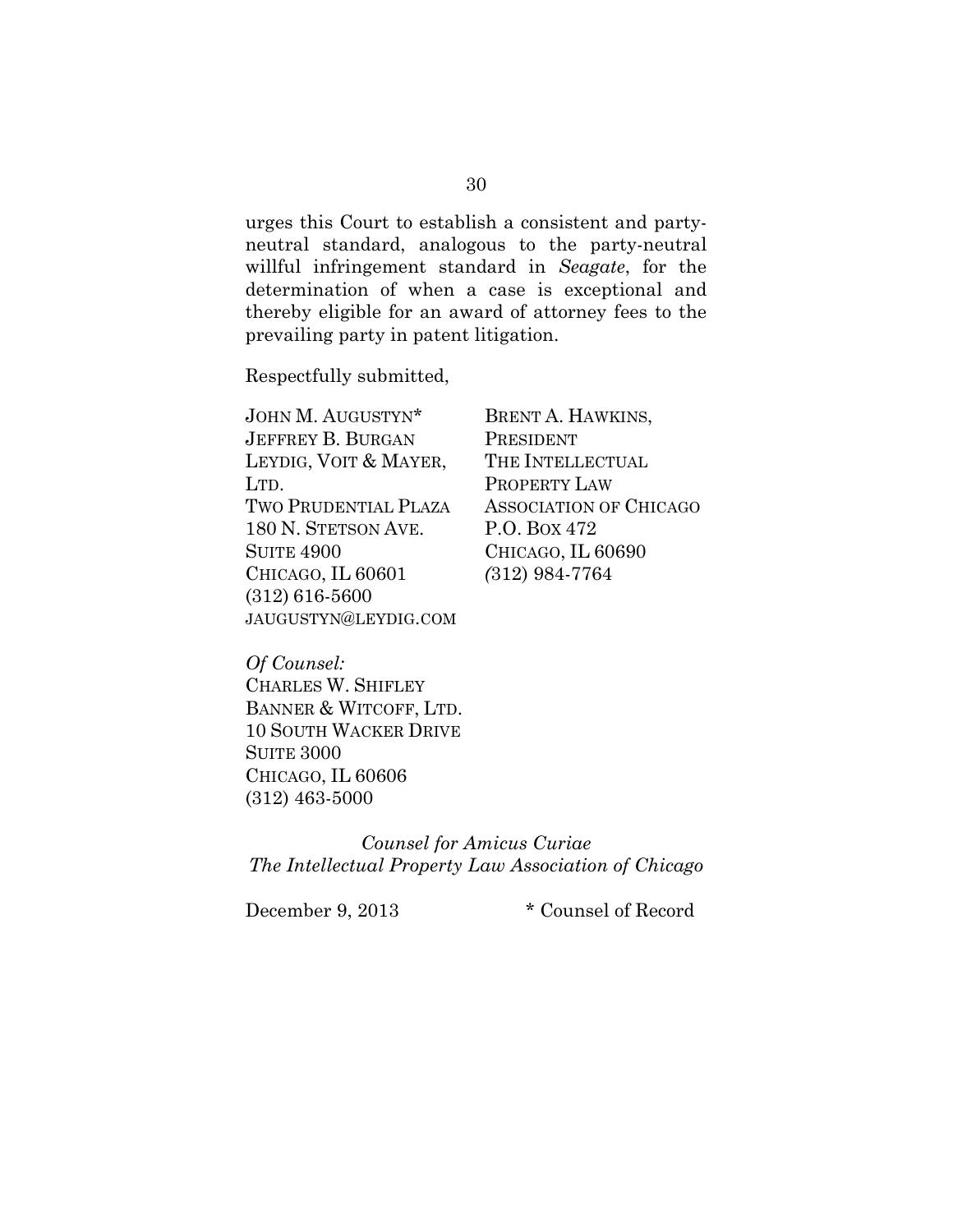urges this Court to establish a consistent and party-neutral standard, analogous to the party-neutral willful infringement standard in *Seagate*, for the determination of when a case is exceptional and thereby eligible for an award of attorney fees to the prevailing party in patent litigation.

Respectfully submitted,

JOHN M. AUGUSTYN*
JEFFREY B. BURGAN
LEYDIG, VOIT & MAYER, LTD.
TWO PRUDENTIAL PLAZA
180 N. STETSON AVE.
SUITE 4900
CHICAGO, IL 60601
(312) 616-5600
JAUGUSTYN@LEYDIG.COM

BRENT A. HAWKINS, PRESIDENT
THE INTELLECTUAL PROPERTY LAW ASSOCIATION OF CHICAGO
P.O. BOX 472
CHICAGO, IL 60690
(312) 984-7764

*Of Counsel:*
CHARLES W. SHIFLEY
BANNER & WITCOFF, LTD.
10 SOUTH WACKER DRIVE
SUITE 3000
CHICAGO, IL 60606
(312) 463-5000

*Counsel for Amicus Curiae*
*The Intellectual Property Law Association of Chicago*

December 9, 2013

\* Counsel of Record